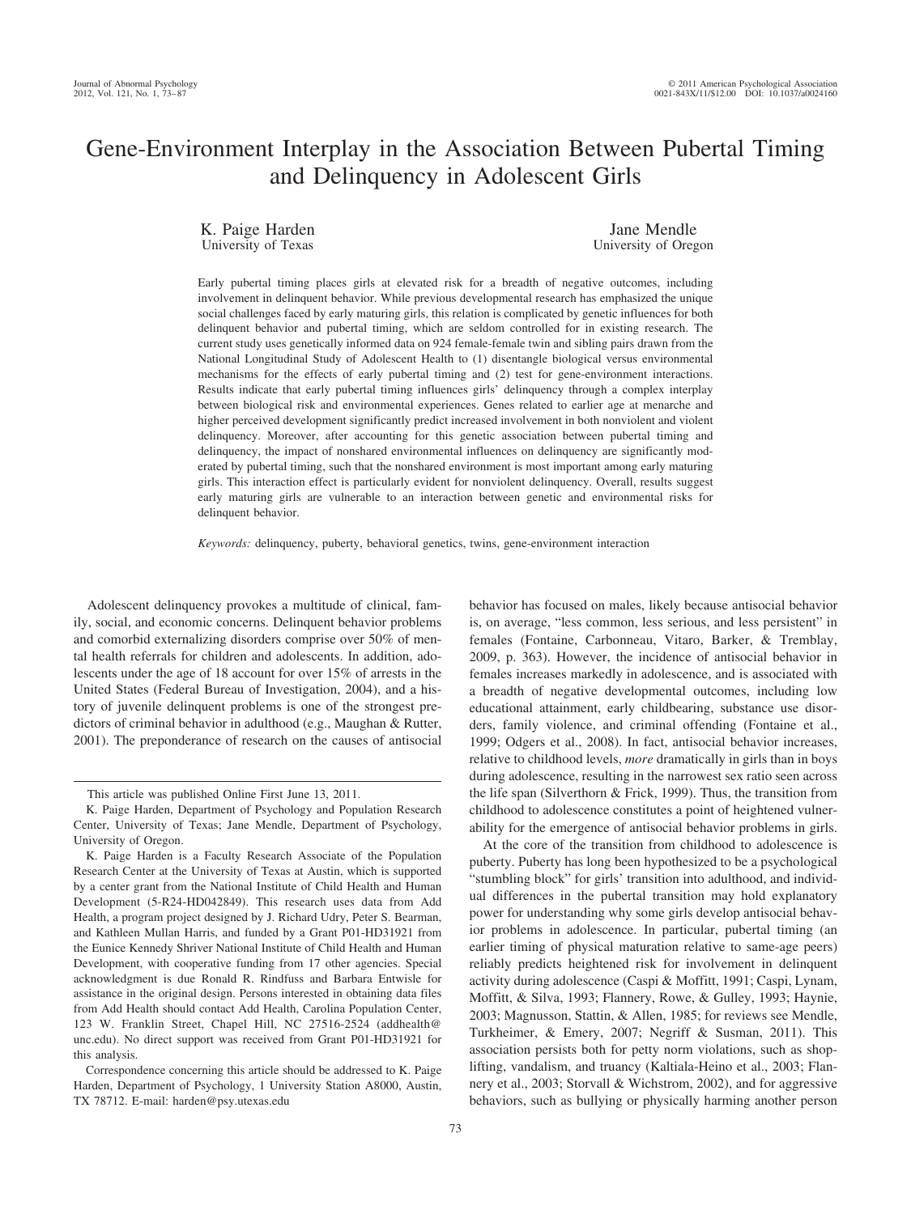# Gene-Environment Interplay in the Association Between Pubertal Timing and Delinquency in Adolescent Girls

K. Paige Harden
University of Texas

Jane Mendle
University of Oregon

Early pubertal timing places girls at elevated risk for a breadth of negative outcomes, including involvement in delinquent behavior. While previous developmental research has emphasized the unique social challenges faced by early maturing girls, this relation is complicated by genetic influences for both delinquent behavior and pubertal timing, which are seldom controlled for in existing research. The current study uses genetically informed data on 924 female-female twin and sibling pairs drawn from the National Longitudinal Study of Adolescent Health to (1) disentangle biological versus environmental mechanisms for the effects of early pubertal timing and (2) test for gene-environment interactions. Results indicate that early pubertal timing influences girls' delinquency through a complex interplay between biological risk and environmental experiences. Genes related to earlier age at menarche and higher perceived development significantly predict increased involvement in both nonviolent and violent delinquency. Moreover, after accounting for this genetic association between pubertal timing and delinquency, the impact of nonshared environmental influences on delinquency are significantly moderated by pubertal timing, such that the nonshared environment is most important among early maturing girls. This interaction effect is particularly evident for nonviolent delinquency. Overall, results suggest early maturing girls are vulnerable to an interaction between genetic and environmental risks for delinquent behavior.

*Keywords:* delinquency, puberty, behavioral genetics, twins, gene-environment interaction

Adolescent delinquency provokes a multitude of clinical, family, social, and economic concerns. Delinquent behavior problems and comorbid externalizing disorders comprise over 50% of mental health referrals for children and adolescents. In addition, adolescents under the age of 18 account for over 15% of arrests in the United States (Federal Bureau of Investigation, 2004), and a history of juvenile delinquent problems is one of the strongest predictors of criminal behavior in adulthood (e.g., Maughan & Rutter, 2001). The preponderance of research on the causes of antisocial behavior has focused on males, likely because antisocial behavior is, on average, "less common, less serious, and less persistent" in females (Fontaine, Carbonneau, Vitaro, Barker, & Tremblay, 2009, p. 363). However, the incidence of antisocial behavior in females increases markedly in adolescence, and is associated with a breadth of negative developmental outcomes, including low educational attainment, early childbearing, substance use disorders, family violence, and criminal offending (Fontaine et al., 1999; Odgers et al., 2008). In fact, antisocial behavior increases, relative to childhood levels, *more* dramatically in girls than in boys during adolescence, resulting in the narrowest sex ratio seen across the life span (Silverthorn & Frick, 1999). Thus, the transition from childhood to adolescence constitutes a point of heightened vulnerability for the emergence of antisocial behavior problems in girls.

At the core of the transition from childhood to adolescence is puberty. Puberty has long been hypothesized to be a psychological "stumbling block" for girls' transition into adulthood, and individual differences in the pubertal transition may hold explanatory power for understanding why some girls develop antisocial behavior problems in adolescence. In particular, pubertal timing (an earlier timing of physical maturation relative to same-age peers) reliably predicts heightened risk for involvement in delinquent activity during adolescence (Caspi & Moffitt, 1991; Caspi, Lynam, Moffitt, & Silva, 1993; Flannery, Rowe, & Gulley, 1993; Haynie, 2003; Magnusson, Stattin, & Allen, 1985; for reviews see Mendle, Turkheimer, & Emery, 2007; Negriff & Susman, 2011). This association persists both for petty norm violations, such as shoplifting, vandalism, and truancy (Kaltiala-Heino et al., 2003; Flannery et al., 2003; Storvall & Wichstrom, 2002), and for aggressive behaviors, such as bullying or physically harming another person

---

This article was published Online First June 13, 2011.

K. Paige Harden, Department of Psychology and Population Research Center, University of Texas; Jane Mendle, Department of Psychology, University of Oregon.

K. Paige Harden is a Faculty Research Associate of the Population Research Center at the University of Texas at Austin, which is supported by a center grant from the National Institute of Child Health and Human Development (5-R24-HD042849). This research uses data from Add Health, a program project designed by J. Richard Udry, Peter S. Bearman, and Kathleen Mullan Harris, and funded by a Grant P01-HD31921 from the Eunice Kennedy Shriver National Institute of Child Health and Human Development, with cooperative funding from 17 other agencies. Special acknowledgment is due Ronald R. Rindfuss and Barbara Entwisle for assistance in the original design. Persons interested in obtaining data files from Add Health should contact Add Health, Carolina Population Center, 123 W. Franklin Street, Chapel Hill, NC 27516-2524 (addhealth@unc.edu). No direct support was received from Grant P01-HD31921 for this analysis.

Correspondence concerning this article should be addressed to K. Paige Harden, Department of Psychology, 1 University Station A8000, Austin, TX 78712. E-mail: harden@psy.utexas.edu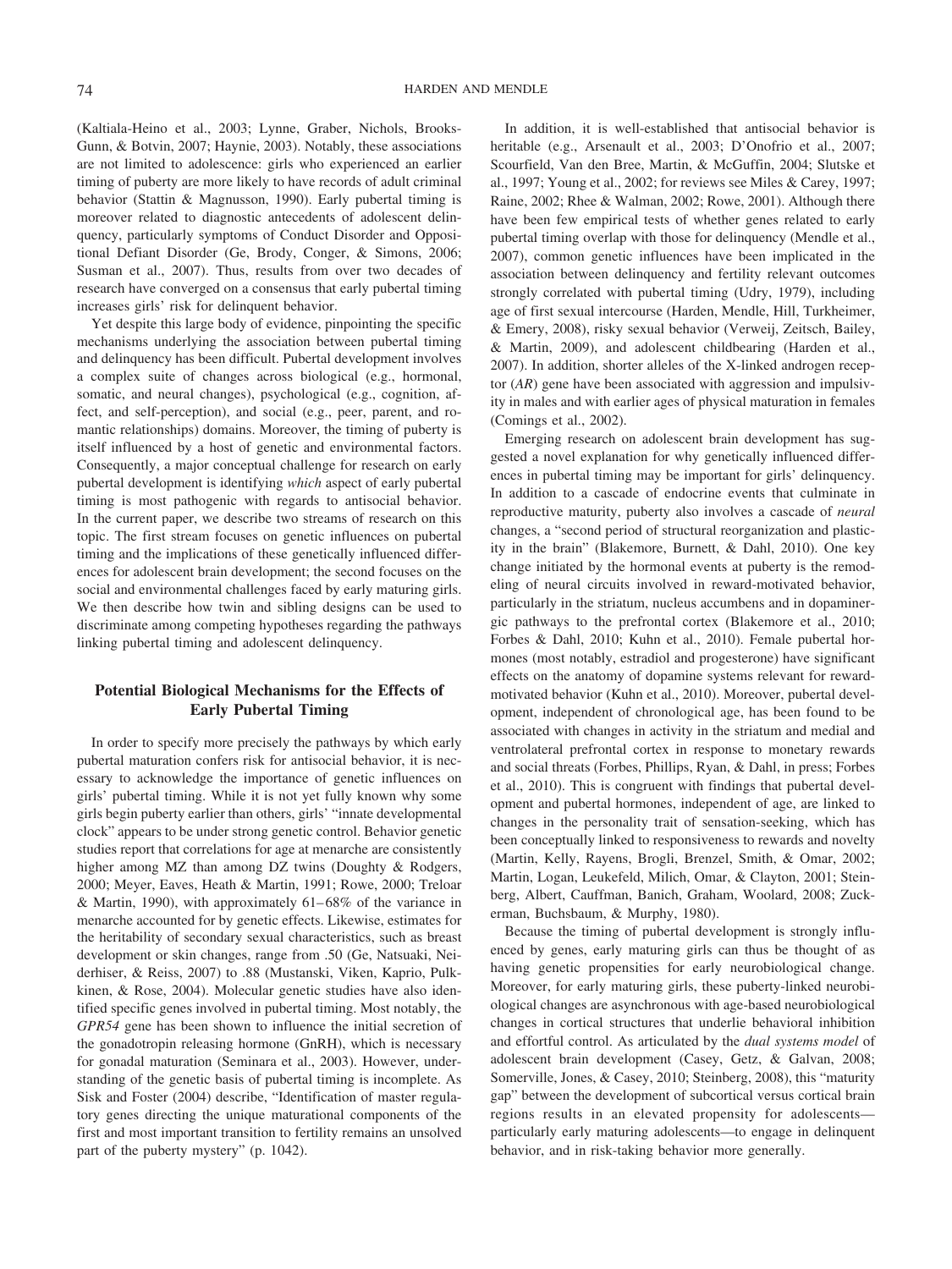(Kaltiala-Heino et al., 2003; Lynne, Graber, Nichols, Brooks-Gunn, & Botvin, 2007; Haynie, 2003). Notably, these associations are not limited to adolescence: girls who experienced an earlier timing of puberty are more likely to have records of adult criminal behavior (Stattin & Magnusson, 1990). Early pubertal timing is moreover related to diagnostic antecedents of adolescent delinquency, particularly symptoms of Conduct Disorder and Oppositional Defiant Disorder (Ge, Brody, Conger, & Simons, 2006; Susman et al., 2007). Thus, results from over two decades of research have converged on a consensus that early pubertal timing increases girls' risk for delinquent behavior.

Yet despite this large body of evidence, pinpointing the specific mechanisms underlying the association between pubertal timing and delinquency has been difficult. Pubertal development involves a complex suite of changes across biological (e.g., hormonal, somatic, and neural changes), psychological (e.g., cognition, affect, and self-perception), and social (e.g., peer, parent, and romantic relationships) domains. Moreover, the timing of puberty is itself influenced by a host of genetic and environmental factors. Consequently, a major conceptual challenge for research on early pubertal development is identifying *which* aspect of early pubertal timing is most pathogenic with regards to antisocial behavior. In the current paper, we describe two streams of research on this topic. The first stream focuses on genetic influences on pubertal timing and the implications of these genetically influenced differences for adolescent brain development; the second focuses on the social and environmental challenges faced by early maturing girls. We then describe how twin and sibling designs can be used to discriminate among competing hypotheses regarding the pathways linking pubertal timing and adolescent delinquency.

## Potential Biological Mechanisms for the Effects of Early Pubertal Timing

In order to specify more precisely the pathways by which early pubertal maturation confers risk for antisocial behavior, it is necessary to acknowledge the importance of genetic influences on girls' pubertal timing. While it is not yet fully known why some girls begin puberty earlier than others, girls' "innate developmental clock" appears to be under strong genetic control. Behavior genetic studies report that correlations for age at menarche are consistently higher among MZ than among DZ twins (Doughty & Rodgers, 2000; Meyer, Eaves, Heath & Martin, 1991; Rowe, 2000; Treloar & Martin, 1990), with approximately 61–68% of the variance in menarche accounted for by genetic effects. Likewise, estimates for the heritability of secondary sexual characteristics, such as breast development or skin changes, range from .50 (Ge, Natsuaki, Neiderhiser, & Reiss, 2007) to .88 (Mustanski, Viken, Kaprio, Pulkkinen, & Rose, 2004). Molecular genetic studies have also identified specific genes involved in pubertal timing. Most notably, the *GPR54* gene has been shown to influence the initial secretion of the gonadotropin releasing hormone (GnRH), which is necessary for gonadal maturation (Seminara et al., 2003). However, understanding of the genetic basis of pubertal timing is incomplete. As Sisk and Foster (2004) describe, "Identification of master regulatory genes directing the unique maturational components of the first and most important transition to fertility remains an unsolved part of the puberty mystery" (p. 1042).

In addition, it is well-established that antisocial behavior is heritable (e.g., Arsenault et al., 2003; D'Onofrio et al., 2007; Scourfield, Van den Bree, Martin, & McGuffin, 2004; Slutske et al., 1997; Young et al., 2002; for reviews see Miles & Carey, 1997; Raine, 2002; Rhee & Walman, 2002; Rowe, 2001). Although there have been few empirical tests of whether genes related to early pubertal timing overlap with those for delinquency (Mendle et al., 2007), common genetic influences have been implicated in the association between delinquency and fertility relevant outcomes strongly correlated with pubertal timing (Udry, 1979), including age of first sexual intercourse (Harden, Mendle, Hill, Turkheimer, & Emery, 2008), risky sexual behavior (Verweij, Zeitsch, Bailey, & Martin, 2009), and adolescent childbearing (Harden et al., 2007). In addition, shorter alleles of the X-linked androgen receptor (*AR*) gene have been associated with aggression and impulsivity in males and with earlier ages of physical maturation in females (Comings et al., 2002).

Emerging research on adolescent brain development has suggested a novel explanation for why genetically influenced differences in pubertal timing may be important for girls' delinquency. In addition to a cascade of endocrine events that culminate in reproductive maturity, puberty also involves a cascade of *neural* changes, a "second period of structural reorganization and plasticity in the brain" (Blakemore, Burnett, & Dahl, 2010). One key change initiated by the hormonal events at puberty is the remodeling of neural circuits involved in reward-motivated behavior, particularly in the striatum, nucleus accumbens and in dopaminergic pathways to the prefrontal cortex (Blakemore et al., 2010; Forbes & Dahl, 2010; Kuhn et al., 2010). Female pubertal hormones (most notably, estradiol and progesterone) have significant effects on the anatomy of dopamine systems relevant for reward-motivated behavior (Kuhn et al., 2010). Moreover, pubertal development, independent of chronological age, has been found to be associated with changes in activity in the striatum and medial and ventrolateral prefrontal cortex in response to monetary rewards and social threats (Forbes, Phillips, Ryan, & Dahl, in press; Forbes et al., 2010). This is congruent with findings that pubertal development and pubertal hormones, independent of age, are linked to changes in the personality trait of sensation-seeking, which has been conceptually linked to responsiveness to rewards and novelty (Martin, Kelly, Rayens, Brogli, Brenzel, Smith, & Omar, 2002; Martin, Logan, Leukefeld, Milich, Omar, & Clayton, 2001; Steinberg, Albert, Cauffman, Banich, Graham, Woolard, 2008; Zuckerman, Buchsbaum, & Murphy, 1980).

Because the timing of pubertal development is strongly influenced by genes, early maturing girls can thus be thought of as having genetic propensities for early neurobiological change. Moreover, for early maturing girls, these puberty-linked neurobiological changes are asynchronous with age-based neurobiological changes in cortical structures that underlie behavioral inhibition and effortful control. As articulated by the *dual systems model* of adolescent brain development (Casey, Getz, & Galvan, 2008; Somerville, Jones, & Casey, 2010; Steinberg, 2008), this "maturity gap" between the development of subcortical versus cortical brain regions results in an elevated propensity for adolescents—particularly early maturing adolescents—to engage in delinquent behavior, and in risk-taking behavior more generally.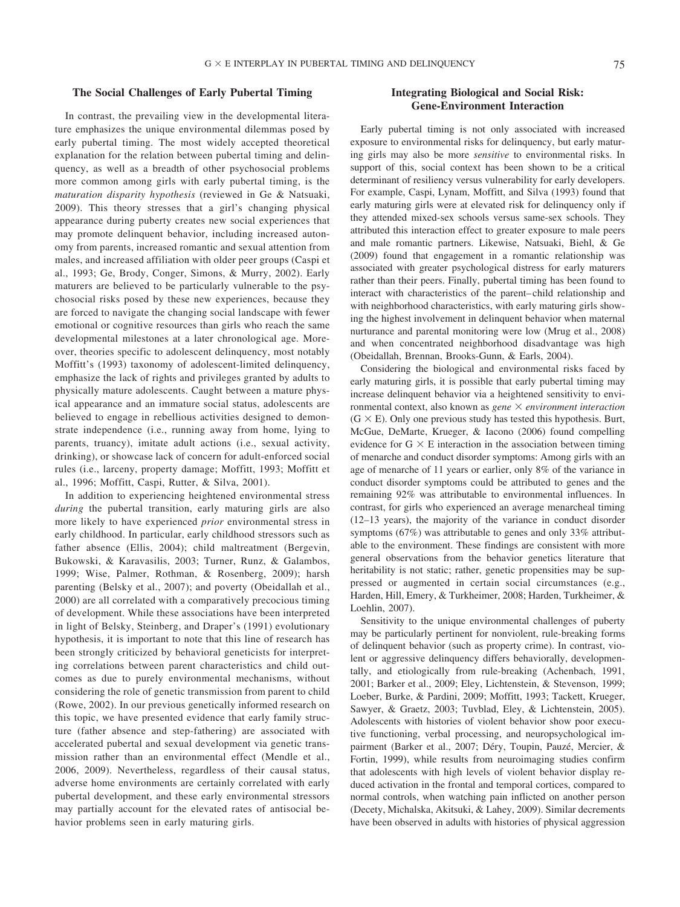## The Social Challenges of Early Pubertal Timing

In contrast, the prevailing view in the developmental literature emphasizes the unique environmental dilemmas posed by early pubertal timing. The most widely accepted theoretical explanation for the relation between pubertal timing and delinquency, as well as a breadth of other psychosocial problems more common among girls with early pubertal timing, is the *maturation disparity hypothesis* (reviewed in Ge & Natsuaki, 2009). This theory stresses that a girl's changing physical appearance during puberty creates new social experiences that may promote delinquent behavior, including increased autonomy from parents, increased romantic and sexual attention from males, and increased affiliation with older peer groups (Caspi et al., 1993; Ge, Brody, Conger, Simons, & Murry, 2002). Early maturers are believed to be particularly vulnerable to the psychosocial risks posed by these new experiences, because they are forced to navigate the changing social landscape with fewer emotional or cognitive resources than girls who reach the same developmental milestones at a later chronological age. Moreover, theories specific to adolescent delinquency, most notably Moffitt's (1993) taxonomy of adolescent-limited delinquency, emphasize the lack of rights and privileges granted by adults to physically mature adolescents. Caught between a mature physical appearance and an immature social status, adolescents are believed to engage in rebellious activities designed to demonstrate independence (i.e., running away from home, lying to parents, truancy), imitate adult actions (i.e., sexual activity, drinking), or showcase lack of concern for adult-enforced social rules (i.e., larceny, property damage; Moffitt, 1993; Moffitt et al., 1996; Moffitt, Caspi, Rutter, & Silva, 2001).

In addition to experiencing heightened environmental stress *during* the pubertal transition, early maturing girls are also more likely to have experienced *prior* environmental stress in early childhood. In particular, early childhood stressors such as father absence (Ellis, 2004); child maltreatment (Bergevin, Bukowski, & Karavasilis, 2003; Turner, Runz, & Galambos, 1999; Wise, Palmer, Rothman, & Rosenberg, 2009); harsh parenting (Belsky et al., 2007); and poverty (Obeidallah et al., 2000) are all correlated with a comparatively precocious timing of development. While these associations have been interpreted in light of Belsky, Steinberg, and Draper's (1991) evolutionary hypothesis, it is important to note that this line of research has been strongly criticized by behavioral geneticists for interpreting correlations between parent characteristics and child outcomes as due to purely environmental mechanisms, without considering the role of genetic transmission from parent to child (Rowe, 2002). In our previous genetically informed research on this topic, we have presented evidence that early family structure (father absence and step-fathering) are associated with accelerated pubertal and sexual development via genetic transmission rather than an environmental effect (Mendle et al., 2006, 2009). Nevertheless, regardless of their causal status, adverse home environments are certainly correlated with early pubertal development, and these early environmental stressors may partially account for the elevated rates of antisocial behavior problems seen in early maturing girls.

## Integrating Biological and Social Risk: Gene-Environment Interaction

Early pubertal timing is not only associated with increased exposure to environmental risks for delinquency, but early maturing girls may also be more *sensitive* to environmental risks. In support of this, social context has been shown to be a critical determinant of resiliency versus vulnerability for early developers. For example, Caspi, Lynam, Moffitt, and Silva (1993) found that early maturing girls were at elevated risk for delinquency only if they attended mixed-sex schools versus same-sex schools. They attributed this interaction effect to greater exposure to male peers and male romantic partners. Likewise, Natsuaki, Biehl, & Ge (2009) found that engagement in a romantic relationship was associated with greater psychological distress for early maturers rather than their peers. Finally, pubertal timing has been found to interact with characteristics of the parent–child relationship and with neighborhood characteristics, with early maturing girls showing the highest involvement in delinquent behavior when maternal nurturance and parental monitoring were low (Mrug et al., 2008) and when concentrated neighborhood disadvantage was high (Obeidallah, Brennan, Brooks-Gunn, & Earls, 2004).

Considering the biological and environmental risks faced by early maturing girls, it is possible that early pubertal timing may increase delinquent behavior via a heightened sensitivity to environmental context, also known as *gene × environment interaction* (G × E). Only one previous study has tested this hypothesis. Burt, McGue, DeMarte, Krueger, & Iacono (2006) found compelling evidence for G × E interaction in the association between timing of menarche and conduct disorder symptoms: Among girls with an age of menarche of 11 years or earlier, only 8% of the variance in conduct disorder symptoms could be attributed to genes and the remaining 92% was attributable to environmental influences. In contrast, for girls who experienced an average menarcheal timing (12–13 years), the majority of the variance in conduct disorder symptoms (67%) was attributable to genes and only 33% attributable to the environment. These findings are consistent with more general observations from the behavior genetics literature that heritability is not static; rather, genetic propensities may be suppressed or augmented in certain social circumstances (e.g., Harden, Hill, Emery, & Turkheimer, 2008; Harden, Turkheimer, & Loehlin, 2007).

Sensitivity to the unique environmental challenges of puberty may be particularly pertinent for nonviolent, rule-breaking forms of delinquent behavior (such as property crime). In contrast, violent or aggressive delinquency differs behaviorally, developmentally, and etiologically from rule-breaking (Achenbach, 1991, 2001; Barker et al., 2009; Eley, Lichtenstein, & Stevenson, 1999; Loeber, Burke, & Pardini, 2009; Moffitt, 1993; Tackett, Krueger, Sawyer, & Graetz, 2003; Tuvblad, Eley, & Lichtenstein, 2005). Adolescents with histories of violent behavior show poor executive functioning, verbal processing, and neuropsychological impairment (Barker et al., 2007; Déry, Toupin, Pauzé, Mercier, & Fortin, 1999), while results from neuroimaging studies confirm that adolescents with high levels of violent behavior display reduced activation in the frontal and temporal cortices, compared to normal controls, when watching pain inflicted on another person (Decety, Michalska, Akitsuki, & Lahey, 2009). Similar decrements have been observed in adults with histories of physical aggression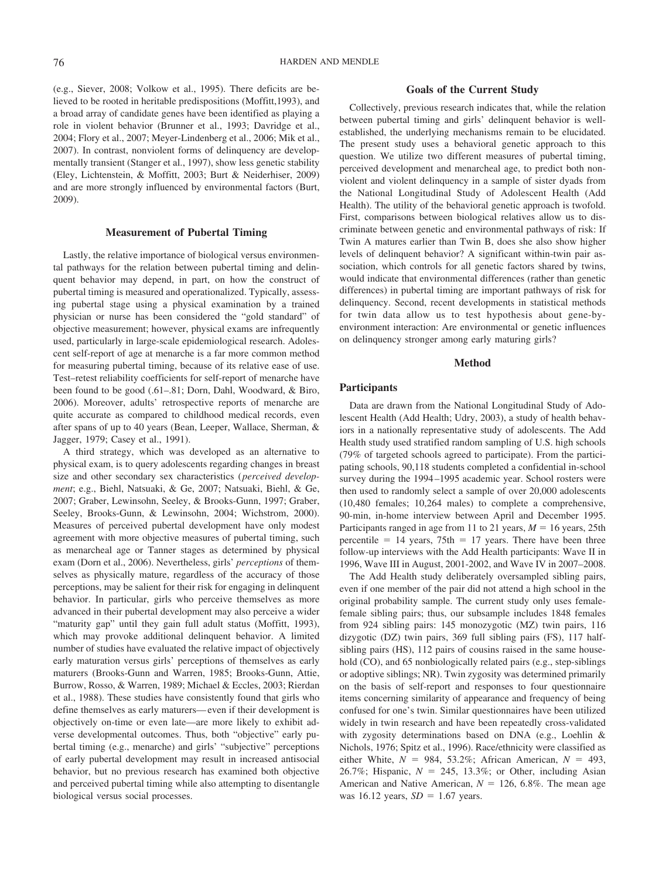(e.g., Siever, 2008; Volkow et al., 1995). There deficits are believed to be rooted in heritable predispositions (Moffitt,1993), and a broad array of candidate genes have been identified as playing a role in violent behavior (Brunner et al., 1993; Davridge et al., 2004; Flory et al., 2007; Meyer-Lindenberg et al., 2006; Mik et al., 2007). In contrast, nonviolent forms of delinquency are developmentally transient (Stanger et al., 1997), show less genetic stability (Eley, Lichtenstein, & Moffitt, 2003; Burt & Neiderhiser, 2009) and are more strongly influenced by environmental factors (Burt, 2009).

### Measurement of Pubertal Timing

Lastly, the relative importance of biological versus environmental pathways for the relation between pubertal timing and delinquent behavior may depend, in part, on how the construct of pubertal timing is measured and operationalized. Typically, assessing pubertal stage using a physical examination by a trained physician or nurse has been considered the "gold standard" of objective measurement; however, physical exams are infrequently used, particularly in large-scale epidemiological research. Adolescent self-report of age at menarche is a far more common method for measuring pubertal timing, because of its relative ease of use. Test–retest reliability coefficients for self-report of menarche have been found to be good (.61–.81; Dorn, Dahl, Woodward, & Biro, 2006). Moreover, adults' retrospective reports of menarche are quite accurate as compared to childhood medical records, even after spans of up to 40 years (Bean, Leeper, Wallace, Sherman, & Jagger, 1979; Casey et al., 1991).

A third strategy, which was developed as an alternative to physical exam, is to query adolescents regarding changes in breast size and other secondary sex characteristics (*perceived development*; e.g., Biehl, Natsuaki, & Ge, 2007; Natsuaki, Biehl, & Ge, 2007; Graber, Lewinsohn, Seeley, & Brooks-Gunn, 1997; Graber, Seeley, Brooks-Gunn, & Lewinsohn, 2004; Wichstrom, 2000). Measures of perceived pubertal development have only modest agreement with more objective measures of pubertal timing, such as menarcheal age or Tanner stages as determined by physical exam (Dorn et al., 2006). Nevertheless, girls' *perceptions* of themselves as physically mature, regardless of the accuracy of those perceptions, may be salient for their risk for engaging in delinquent behavior. In particular, girls who perceive themselves as more advanced in their pubertal development may also perceive a wider "maturity gap" until they gain full adult status (Moffitt, 1993), which may provoke additional delinquent behavior. A limited number of studies have evaluated the relative impact of objectively early maturation versus girls' perceptions of themselves as early maturers (Brooks-Gunn and Warren, 1985; Brooks-Gunn, Attie, Burrow, Rosso, & Warren, 1989; Michael & Eccles, 2003; Rierdan et al., 1988). These studies have consistently found that girls who define themselves as early maturers—even if their development is objectively on-time or even late—are more likely to exhibit adverse developmental outcomes. Thus, both "objective" early pubertal timing (e.g., menarche) and girls' "subjective" perceptions of early pubertal development may result in increased antisocial behavior, but no previous research has examined both objective and perceived pubertal timing while also attempting to disentangle biological versus social processes.

### Goals of the Current Study

Collectively, previous research indicates that, while the relation between pubertal timing and girls' delinquent behavior is well-established, the underlying mechanisms remain to be elucidated. The present study uses a behavioral genetic approach to this question. We utilize two different measures of pubertal timing, perceived development and menarcheal age, to predict both nonviolent and violent delinquency in a sample of sister dyads from the National Longitudinal Study of Adolescent Health (Add Health). The utility of the behavioral genetic approach is twofold. First, comparisons between biological relatives allow us to discriminate between genetic and environmental pathways of risk: If Twin A matures earlier than Twin B, does she also show higher levels of delinquent behavior? A significant within-twin pair association, which controls for all genetic factors shared by twins, would indicate that environmental differences (rather than genetic differences) in pubertal timing are important pathways of risk for delinquency. Second, recent developments in statistical methods for twin data allow us to test hypothesis about gene-by-environment interaction: Are environmental or genetic influences on delinquency stronger among early maturing girls?

## Method

### Participants

Data are drawn from the National Longitudinal Study of Adolescent Health (Add Health; Udry, 2003), a study of health behaviors in a nationally representative study of adolescents. The Add Health study used stratified random sampling of U.S. high schools (79% of targeted schools agreed to participate). From the participating schools, 90,118 students completed a confidential in-school survey during the 1994–1995 academic year. School rosters were then used to randomly select a sample of over 20,000 adolescents (10,480 females; 10,264 males) to complete a comprehensive, 90-min, in-home interview between April and December 1995. Participants ranged in age from 11 to 21 years, $M = 16$ years, 25th percentile = 14 years, 75th = 17 years. There have been three follow-up interviews with the Add Health participants: Wave II in 1996, Wave III in August, 2001-2002, and Wave IV in 2007–2008.

The Add Health study deliberately oversampled sibling pairs, even if one member of the pair did not attend a high school in the original probability sample. The current study only uses female-female sibling pairs; thus, our subsample includes 1848 females from 924 sibling pairs: 145 monozygotic (MZ) twin pairs, 116 dizygotic (DZ) twin pairs, 369 full sibling pairs (FS), 117 half-sibling pairs (HS), 112 pairs of cousins raised in the same household (CO), and 65 nonbiologically related pairs (e.g., step-siblings or adoptive siblings; NR). Twin zygosity was determined primarily on the basis of self-report and responses to four questionnaire items concerning similarity of appearance and frequency of being confused for one's twin. Similar questionnaires have been utilized widely in twin research and have been repeatedly cross-validated with zygosity determinations based on DNA (e.g., Loehlin & Nichols, 1976; Spitz et al., 1996). Race/ethnicity were classified as either White, $N = 984$, 53.2%; African American, $N = 493$, 26.7%; Hispanic, $N = 245$, 13.3%; or Other, including Asian American and Native American, $N = 126$, 6.8%. The mean age was 16.12 years, $SD = 1.67$ years.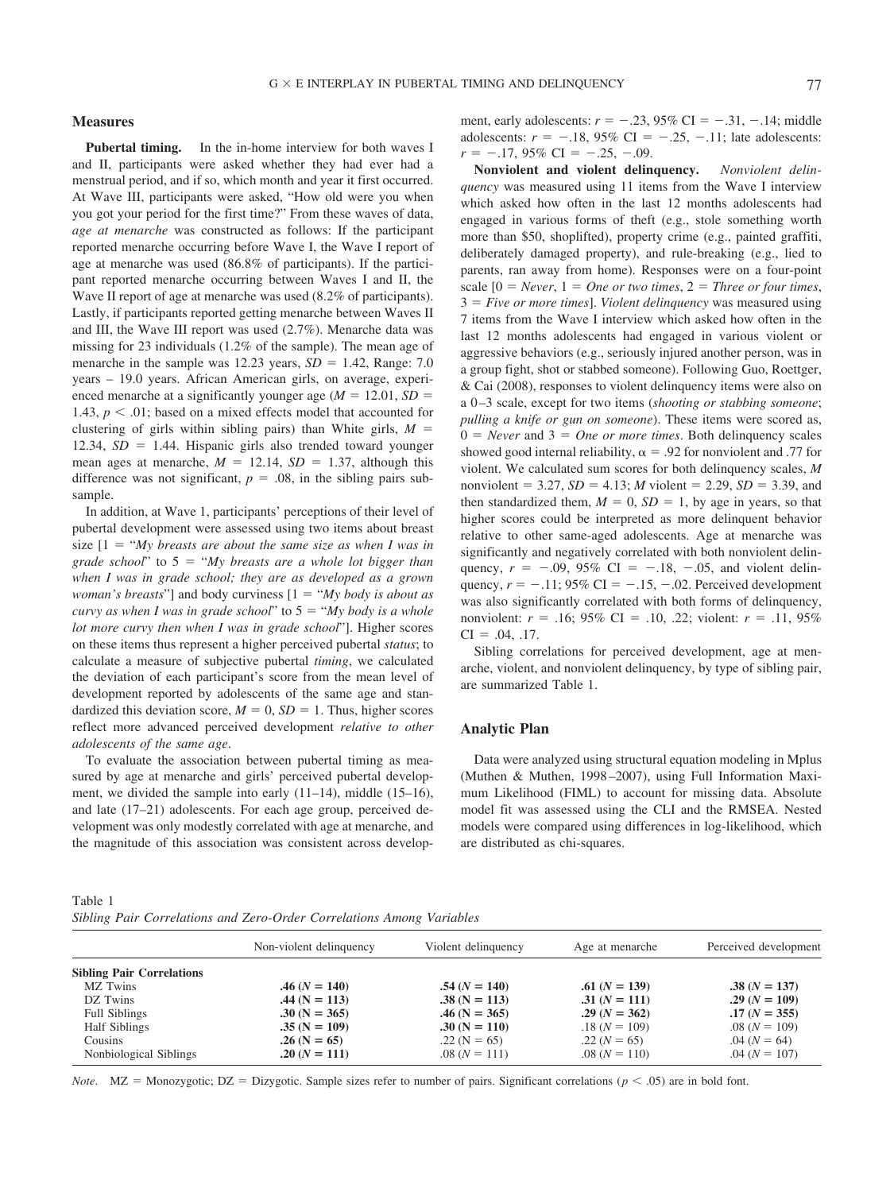## Measures

**Pubertal timing.** In the in-home interview for both waves I and II, participants were asked whether they had ever had a menstrual period, and if so, which month and year it first occurred. At Wave III, participants were asked, "How old were you when you got your period for the first time?" From these waves of data, *age at menarche* was constructed as follows: If the participant reported menarche occurring before Wave I, the Wave I report of age at menarche was used (86.8% of participants). If the participant reported menarche occurring between Waves I and II, the Wave II report of age at menarche was used (8.2% of participants). Lastly, if participants reported getting menarche between Waves II and III, the Wave III report was used (2.7%). Menarche data was missing for 23 individuals (1.2% of the sample). The mean age of menarche in the sample was 12.23 years, $SD$ = 1.42, Range: 7.0 years – 19.0 years. African American girls, on average, experienced menarche at a significantly younger age ($M$ = 12.01, $SD$ = 1.43, $p < .01$; based on a mixed effects model that accounted for clustering of girls within sibling pairs) than White girls, $M$ = 12.34, $SD$ = 1.44. Hispanic girls also trended toward younger mean ages at menarche, $M$ = 12.14, $SD$ = 1.37, although this difference was not significant, $p$ = .08, in the sibling pairs subsample.

In addition, at Wave 1, participants' perceptions of their level of pubertal development were assessed using two items about breast size [1 = "*My breasts are about the same size as when I was in grade school*" to 5 = "*My breasts are a whole lot bigger than when I was in grade school; they are as developed as a grown woman's breasts*"] and body curviness [1 = "*My body is about as curvy as when I was in grade school*" to 5 = "*My body is a whole lot more curvy then when I was in grade school*"]. Higher scores on these items thus represent a higher perceived pubertal *status*; to calculate a measure of subjective pubertal *timing*, we calculated the deviation of each participant's score from the mean level of development reported by adolescents of the same age and standardized this deviation score, $M$ = 0, $SD$ = 1. Thus, higher scores reflect more advanced perceived development *relative to other adolescents of the same age*.

To evaluate the association between pubertal timing as measured by age at menarche and girls' perceived pubertal development, we divided the sample into early (11–14), middle (15–16), and late (17–21) adolescents. For each age group, perceived development was only modestly correlated with age at menarche, and the magnitude of this association was consistent across development, early adolescents: $r$ = −.23, 95% CI = −.31, −.14; middle adolescents: $r$ = −.18, 95% CI = −.25, −.11; late adolescents: $r$ = −.17, 95% CI = −.25, −.09.

**Nonviolent and violent delinquency.** *Nonviolent delinquency* was measured using 11 items from the Wave I interview which asked how often in the last 12 months adolescents had engaged in various forms of theft (e.g., stole something worth more than $50, shoplifted), property crime (e.g., painted graffiti, deliberately damaged property), and rule-breaking (e.g., lied to parents, ran away from home). Responses were on a four-point scale [0 = *Never*, 1 = *One or two times*, 2 = *Three or four times*, 3 = *Five or more times*]. *Violent delinquency* was measured using 7 items from the Wave I interview which asked how often in the last 12 months adolescents had engaged in various violent or aggressive behaviors (e.g., seriously injured another person, was in a group fight, shot or stabbed someone). Following Guo, Roettger, & Cai (2008), responses to violent delinquency items were also on a 0–3 scale, except for two items (*shooting or stabbing someone*; *pulling a knife or gun on someone*). These items were scored as, 0 = *Never* and 3 = *One or more times*. Both delinquency scales showed good internal reliability, α = .92 for nonviolent and .77 for violent. We calculated sum scores for both delinquency scales, $M$ nonviolent = 3.27, $SD$ = 4.13; $M$ violent = 2.29, $SD$ = 3.39, and then standardized them, $M$ = 0, $SD$ = 1, by age in years, so that higher scores could be interpreted as more delinquent behavior relative to other same-aged adolescents. Age at menarche was significantly and negatively correlated with both nonviolent delinquency, $r$ = −.09, 95% CI = −.18, −.05, and violent delinquency, $r$ = −.11; 95% CI = −.15, −.02. Perceived development was also significantly correlated with both forms of delinquency, nonviolent: $r$ = .16; 95% CI = .10, .22; violent: $r$ = .11, 95% CI = .04, .17.

Sibling correlations for perceived development, age at menarche, violent, and nonviolent delinquency, by type of sibling pair, are summarized Table 1.

## Analytic Plan

Data were analyzed using structural equation modeling in Mplus (Muthen & Muthen, 1998–2007), using Full Information Maximum Likelihood (FIML) to account for missing data. Absolute model fit was assessed using the CLI and the RMSEA. Nested models were compared using differences in log-likelihood, which are distributed as chi-squares.

Table 1
*Sibling Pair Correlations and Zero-Order Correlations Among Variables*

| | Non-violent delinquency | Violent delinquency | Age at menarche | Perceived development |
|---|---|---|---|---|
| **Sibling Pair Correlations** | | | | |
| MZ Twins | **.46 ($N$ = 140)** | **.54 ($N$ = 140)** | **.61 ($N$ = 139)** | **.38 ($N$ = 137)** |
| DZ Twins | **.44 (N = 113)** | **.38 (N = 113)** | **.31 ($N$ = 111)** | **.29 ($N$ = 109)** |
| Full Siblings | **.30 (N = 365)** | **.46 (N = 365)** | **.29 ($N$ = 362)** | **.17 ($N$ = 355)** |
| Half Siblings | **.35 (N = 109)** | **.30 (N = 110)** | .18 ($N$ = 109) | .08 ($N$ = 109) |
| Cousins | **.26 (N = 65)** | .22 (N = 65) | .22 ($N$ = 65) | .04 ($N$ = 64) |
| Nonbiological Siblings | **.20 ($N$ = 111)** | .08 ($N$ = 111) | .08 ($N$ = 110) | .04 ($N$ = 107) |

*Note*. MZ = Monozygotic; DZ = Dizygotic. Sample sizes refer to number of pairs. Significant correlations ($p < .05$) are in bold font.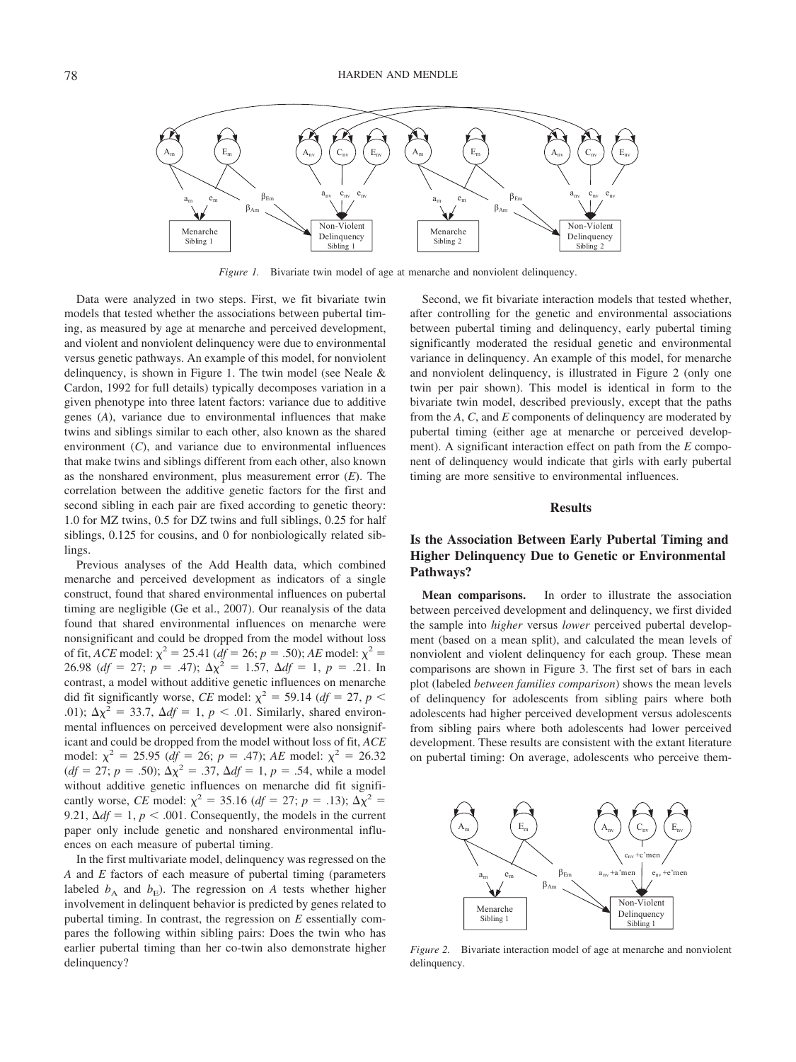A_m E_m A_nv C_nv E_nv A_m E_m A_nv C_nv E_nv

a_m e_m β_Em β_Am a_nv c_nv e_nv a_m e_m β_Em β_Am a_nv c_nv e_nv

Menarche Sibling 1

Non-Violent Delinquency Sibling 1

Menarche Sibling 2

Non-Violent Delinquency Sibling 2

*Figure 1.* Bivariate twin model of age at menarche and nonviolent delinquency.

Data were analyzed in two steps. First, we fit bivariate twin models that tested whether the associations between pubertal timing, as measured by age at menarche and perceived development, and violent and nonviolent delinquency were due to environmental versus genetic pathways. An example of this model, for nonviolent delinquency, is shown in Figure 1. The twin model (see Neale & Cardon, 1992 for full details) typically decomposes variation in a given phenotype into three latent factors: variance due to additive genes (*A*), variance due to environmental influences that make twins and siblings similar to each other, also known as the shared environment (*C*), and variance due to environmental influences that make twins and siblings different from each other, also known as the nonshared environment, plus measurement error (*E*). The correlation between the additive genetic factors for the first and second sibling in each pair are fixed according to genetic theory: 1.0 for MZ twins, 0.5 for DZ twins and full siblings, 0.25 for half siblings, 0.125 for cousins, and 0 for nonbiologically related siblings.

Previous analyses of the Add Health data, which combined menarche and perceived development as indicators of a single construct, found that shared environmental influences on pubertal timing are negligible (Ge et al., 2007). Our reanalysis of the data found that shared environmental influences on menarche were nonsignificant and could be dropped from the model without loss of fit, *ACE* model: $\chi^2 = 25.41$ ($df = 26$; $p = .50$); *AE* model: $\chi^2 = 26.98$ ($df = 27$; $p = .47$); $\Delta\chi^2 = 1.57$, $\Delta df = 1$, $p = .21$. In contrast, a model without additive genetic influences on menarche did fit significantly worse, *CE* model: $\chi^2 = 59.14$ ($df = 27$, $p < .01$); $\Delta\chi^2 = 33.7$, $\Delta df = 1$, $p < .01$. Similarly, shared environmental influences on perceived development were also nonsignificant and could be dropped from the model without loss of fit, *ACE* model: $\chi^2 = 25.95$ ($df = 26$; $p = .47$); *AE* model: $\chi^2 = 26.32$ ($df = 27$; $p = .50$); $\Delta\chi^2 = .37$, $\Delta df = 1$, $p = .54$, while a model without additive genetic influences on menarche did fit significantly worse, *CE* model: $\chi^2 = 35.16$ ($df = 27$; $p = .13$); $\Delta\chi^2 = 9.21$, $\Delta df = 1$, $p < .001$. Consequently, the models in the current paper only include genetic and nonshared environmental influences on each measure of pubertal timing.

In the first multivariate model, delinquency was regressed on the *A* and *E* factors of each measure of pubertal timing (parameters labeled $b_A$ and $b_E$). The regression on *A* tests whether higher involvement in delinquent behavior is predicted by genes related to pubertal timing. In contrast, the regression on *E* essentially compares the following within sibling pairs: Does the twin who has earlier pubertal timing than her co-twin also demonstrate higher delinquency?

Second, we fit bivariate interaction models that tested whether, after controlling for the genetic and environmental associations between pubertal timing and delinquency, early pubertal timing significantly moderated the residual genetic and environmental variance in delinquency. An example of this model, for menarche and nonviolent delinquency, is illustrated in Figure 2 (only one twin per pair shown). This model is identical in form to the bivariate twin model, described previously, except that the paths from the *A*, *C*, and *E* components of delinquency are moderated by pubertal timing (either age at menarche or perceived development). A significant interaction effect on path from the *E* component of delinquency would indicate that girls with early pubertal timing are more sensitive to environmental influences.

## Results

### Is the Association Between Early Pubertal Timing and Higher Delinquency Due to Genetic or Environmental Pathways?

**Mean comparisons.** In order to illustrate the association between perceived development and delinquency, we first divided the sample into *higher* versus *lower* perceived pubertal development (based on a mean split), and calculated the mean levels of nonviolent and violent delinquency for each group. These mean comparisons are shown in Figure 3. The first set of bars in each plot (labeled *between families comparison*) shows the mean levels of delinquency for adolescents from sibling pairs where both adolescents had higher perceived development versus adolescents from sibling pairs where both adolescents had lower perceived development. These results are consistent with the extant literature on pubertal timing: On average, adolescents who perceive them-

A_m E_m A_nv C_nv E_nv

a_m e_m β_Em β_Am c_nv +c'men a_nv +a'men e_nv +e'men

Menarche Sibling 1

Non-Violent Delinquency Sibling 1

*Figure 2.* Bivariate interaction model of age at menarche and nonviolent delinquency.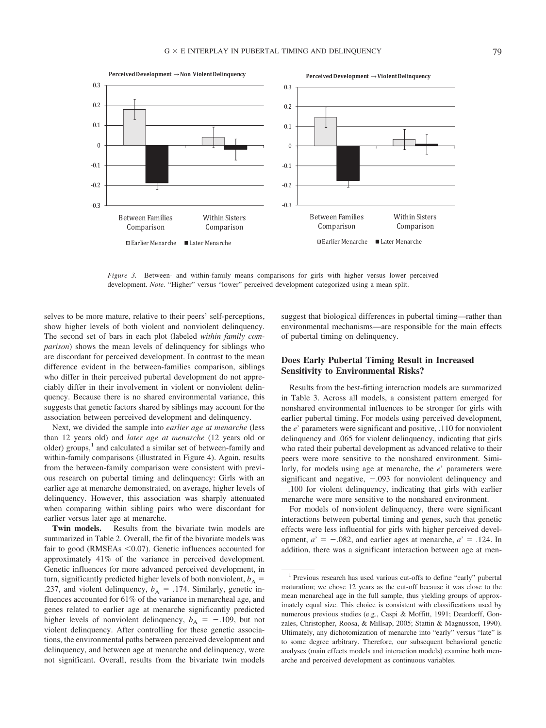Figure 3. Between- and within-family means comparisons for girls with higher versus lower perceived development. *Note.* "Higher" versus "lower" perceived development categorized using a mean split.

selves to be more mature, relative to their peers' self-perceptions, show higher levels of both violent and nonviolent delinquency. The second set of bars in each plot (labeled *within family comparison*) shows the mean levels of delinquency for siblings who are discordant for perceived development. In contrast to the mean difference evident in the between-families comparison, siblings who differ in their perceived pubertal development do not appreciably differ in their involvement in violent or nonviolent delinquency. Because there is no shared environmental variance, this suggests that genetic factors shared by siblings may account for the association between perceived development and delinquency.

Next, we divided the sample into *earlier age at menarche* (less than 12 years old) and *later age at menarche* (12 years old or older) groups,[1] and calculated a similar set of between-family and within-family comparisons (illustrated in Figure 4). Again, results from the between-family comparison were consistent with previous research on pubertal timing and delinquency: Girls with an earlier age at menarche demonstrated, on average, higher levels of delinquency. However, this association was sharply attenuated when comparing within sibling pairs who were discordant for earlier versus later age at menarche.

**Twin models.** Results from the bivariate twin models are summarized in Table 2. Overall, the fit of the bivariate models was fair to good (RMSEAs <0.07). Genetic influences accounted for approximately 41% of the variance in perceived development. Genetic influences for more advanced perceived development, in turn, significantly predicted higher levels of both nonviolent, $b_A = .237$, and violent delinquency, $b_A = .174$. Similarly, genetic influences accounted for 61% of the variance in menarcheal age, and genes related to earlier age at menarche significantly predicted higher levels of nonviolent delinquency, $b_A = -.109$, but not violent delinquency. After controlling for these genetic associations, the environmental paths between perceived development and delinquency, and between age at menarche and delinquency, were not significant. Overall, results from the bivariate twin models suggest that biological differences in pubertal timing—rather than environmental mechanisms—are responsible for the main effects of pubertal timing on delinquency.

### Does Early Pubertal Timing Result in Increased Sensitivity to Environmental Risks?

Results from the best-fitting interaction models are summarized in Table 3. Across all models, a consistent pattern emerged for nonshared environmental influences to be stronger for girls with earlier pubertal timing. For models using perceived development, the *e*' parameters were significant and positive, .110 for nonviolent delinquency and .065 for violent delinquency, indicating that girls who rated their pubertal development as advanced relative to their peers were more sensitive to the nonshared environment. Similarly, for models using age at menarche, the *e*' parameters were significant and negative, −.093 for nonviolent delinquency and −.100 for violent delinquency, indicating that girls with earlier menarche were more sensitive to the nonshared environment.

For models of nonviolent delinquency, there were significant interactions between pubertal timing and genes, such that genetic effects were less influential for girls with higher perceived development, $a' = -.082$, and earlier ages at menarche, $a' = .124$. In addition, there was a significant interaction between age at men-

[1] Previous research has used various cut-offs to define "early" pubertal maturation; we chose 12 years as the cut-off because it was close to the mean menarcheal age in the full sample, thus yielding groups of approximately equal size. This choice is consistent with classifications used by numerous previous studies (e.g., Caspi & Moffitt, 1991; Deardorff, Gonzales, Christopher, Roosa, & Millsap, 2005; Stattin & Magnusson, 1990). Ultimately, any dichotomization of menarche into "early" versus "late" is to some degree arbitrary. Therefore, our subsequent behavioral genetic analyses (main effects models and interaction models) examine both menarche and perceived development as continuous variables.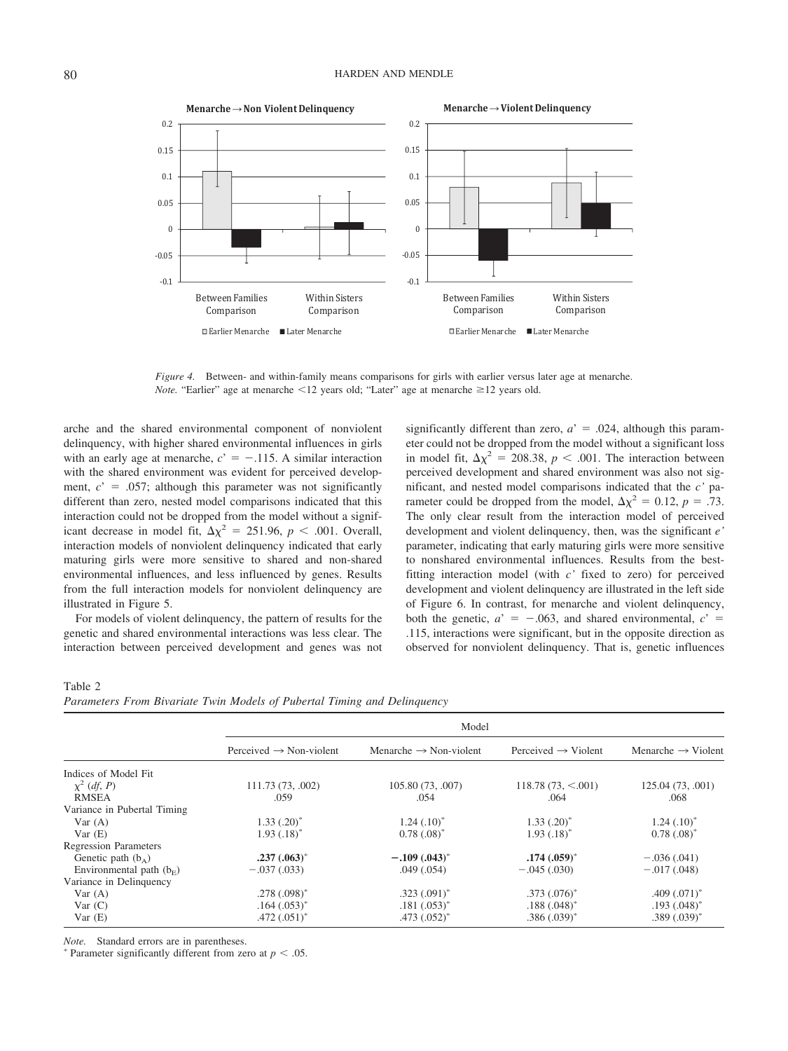*Figure 4.* Between- and within-family means comparisons for girls with earlier versus later age at menarche. *Note.* "Earlier" age at menarche <12 years old; "Later" age at menarche ≥12 years old.

arche and the shared environmental component of nonviolent delinquency, with higher shared environmental influences in girls with an early age at menarche, $c' = -.115$. A similar interaction with the shared environment was evident for perceived development, $c' = .057$; although this parameter was not significantly different than zero, nested model comparisons indicated that this interaction could not be dropped from the model without a significant decrease in model fit, $\Delta\chi^2 = 251.96$, $p < .001$. Overall, interaction models of nonviolent delinquency indicated that early maturing girls were more sensitive to shared and non-shared environmental influences, and less influenced by genes. Results from the full interaction models for nonviolent delinquency are illustrated in Figure 5.

For models of violent delinquency, the pattern of results for the genetic and shared environmental interactions was less clear. The interaction between perceived development and genes was not significantly different than zero, $a' = .024$, although this parameter could not be dropped from the model without a significant loss in model fit, $\Delta\chi^2 = 208.38$, $p < .001$. The interaction between perceived development and shared environment was also not significant, and nested model comparisons indicated that the $c'$ parameter could be dropped from the model, $\Delta\chi^2 = 0.12$, $p = .73$. The only clear result from the interaction model of perceived development and violent delinquency, then, was the significant $e'$ parameter, indicating that early maturing girls were more sensitive to nonshared environmental influences. Results from the best-fitting interaction model (with $c'$ fixed to zero) for perceived development and violent delinquency are illustrated in the left side of Figure 6. In contrast, for menarche and violent delinquency, both the genetic, $a' = -.063$, and shared environmental, $c' = .115$, interactions were significant, but in the opposite direction as observed for nonviolent delinquency. That is, genetic influences

Table 2
*Parameters From Bivariate Twin Models of Pubertal Timing and Delinquency*

| | Model | | | |
|---|---|---|---|---|
| | Perceived → Non-violent | Menarche → Non-violent | Perceived → Violent | Menarche → Violent |
| Indices of Model Fit | | | | |
| $\chi^2$ (*df*, *P*) | 111.73 (73, .002) | 105.80 (73, .007) | 118.78 (73, <.001) | 125.04 (73, .001) |
| RMSEA | .059 | .054 | .064 | .068 |
| Variance in Pubertal Timing | | | | |
| Var (A) | 1.33 (.20)* | 1.24 (.10)* | 1.33 (.20)* | 1.24 (.10)* |
| Var (E) | 1.93 (.18)* | 0.78 (.08)* | 1.93 (.18)* | 0.78 (.08)* |
| Regression Parameters | | | | |
| Genetic path ($b_A$) | **.237 (.063)*** | **−.109 (.043)*** | **.174 (.059)*** | −.036 (.041) |
| Environmental path ($b_E$) | −.037 (.033) | .049 (.054) | −.045 (.030) | −.017 (.048) |
| Variance in Delinquency | | | | |
| Var (A) | .278 (.098)* | .323 (.091)* | .373 (.076)* | .409 (.071)* |
| Var (C) | .164 (.053)* | .181 (.053)* | .188 (.048)* | .193 (.048)* |
| Var (E) | .472 (.051)* | .473 (.052)* | .386 (.039)* | .389 (.039)* |

*Note.* Standard errors are in parentheses.
* Parameter significantly different from zero at $p < .05$.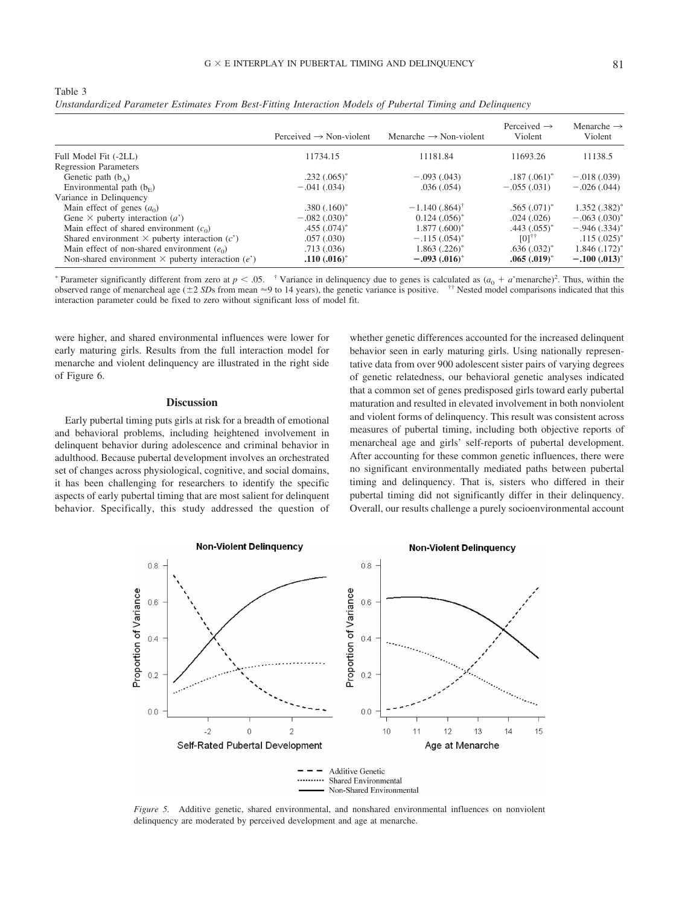Table 3

*Unstandardized Parameter Estimates From Best-Fitting Interaction Models of Pubertal Timing and Delinquency*

| | Perceived → Non-violent | Menarche → Non-violent | Perceived → Violent | Menarche → Violent |
|---|---|---|---|---|
| Full Model Fit (-2LL) | 11734.15 | 11181.84 | 11693.26 | 11138.5 |
| Regression Parameters | | | | |
| Genetic path ($b_A$) | .232 (.065)* | −.093 (.043) | .187 (.061)* | −.018 (.039) |
| Environmental path ($b_E$) | −.041 (.034) | .036 (.054) | −.055 (.031) | −.026 (.044) |
| Variance in Delinquency | | | | |
| Main effect of genes ($a_0$) | .380 (.160)* | −1.140 (.864)[†] | .565 (.071)* | 1.352 (.382)* |
| Gene × puberty interaction ($a$') | −.082 (.030)* | 0.124 (.056)* | .024 (.026) | −.063 (.030)* |
| Main effect of shared environment ($c_0$) | .455 (.074)* | 1.877 (.600)* | .443 (.055)* | −.946 (.334)* |
| Shared environment × puberty interaction ($c$') | .057 (.030) | −.115 (.054)* | [0][††] | .115 (.025)* |
| Main effect of non-shared environment ($e_0$) | .713 (.036) | 1.863 (.226)* | .636 (.032)* | 1.846 (.172)* |
| Non-shared environment × puberty interaction ($e$') | **.110 (.016)*** | **−.093 (.016)*** | **.065 (.019)*** | **−.100 (.013)*** |

* Parameter significantly different from zero at $p < .05$. [†] Variance in delinquency due to genes is calculated as $(a_0 + a\text{'menarche})^2$. Thus, within the observed range of menarcheal age (±2 *SD*s from mean ≈9 to 14 years), the genetic variance is positive. [††] Nested model comparisons indicated that this interaction parameter could be fixed to zero without significant loss of model fit.

were higher, and shared environmental influences were lower for early maturing girls. Results from the full interaction model for menarche and violent delinquency are illustrated in the right side of Figure 6.

## Discussion

Early pubertal timing puts girls at risk for a breadth of emotional and behavioral problems, including heightened involvement in delinquent behavior during adolescence and criminal behavior in adulthood. Because pubertal development involves an orchestrated set of changes across physiological, cognitive, and social domains, it has been challenging for researchers to identify the specific aspects of early pubertal timing that are most salient for delinquent behavior. Specifically, this study addressed the question of whether genetic differences accounted for the increased delinquent behavior seen in early maturing girls. Using nationally representative data from over 900 adolescent sister pairs of varying degrees of genetic relatedness, our behavioral genetic analyses indicated that a common set of genes predisposed girls toward early pubertal maturation and resulted in elevated involvement in both nonviolent and violent forms of delinquency. This result was consistent across measures of pubertal timing, including both objective reports of menarcheal age and girls' self-reports of pubertal development. After accounting for these common genetic influences, there were no significant environmentally mediated paths between pubertal timing and delinquency. That is, sisters who differed in their pubertal timing did not significantly differ in their delinquency. Overall, our results challenge a purely socioenvironmental account

*Figure 5.* Additive genetic, shared environmental, and nonshared environmental influences on nonviolent delinquency are moderated by perceived development and age at menarche.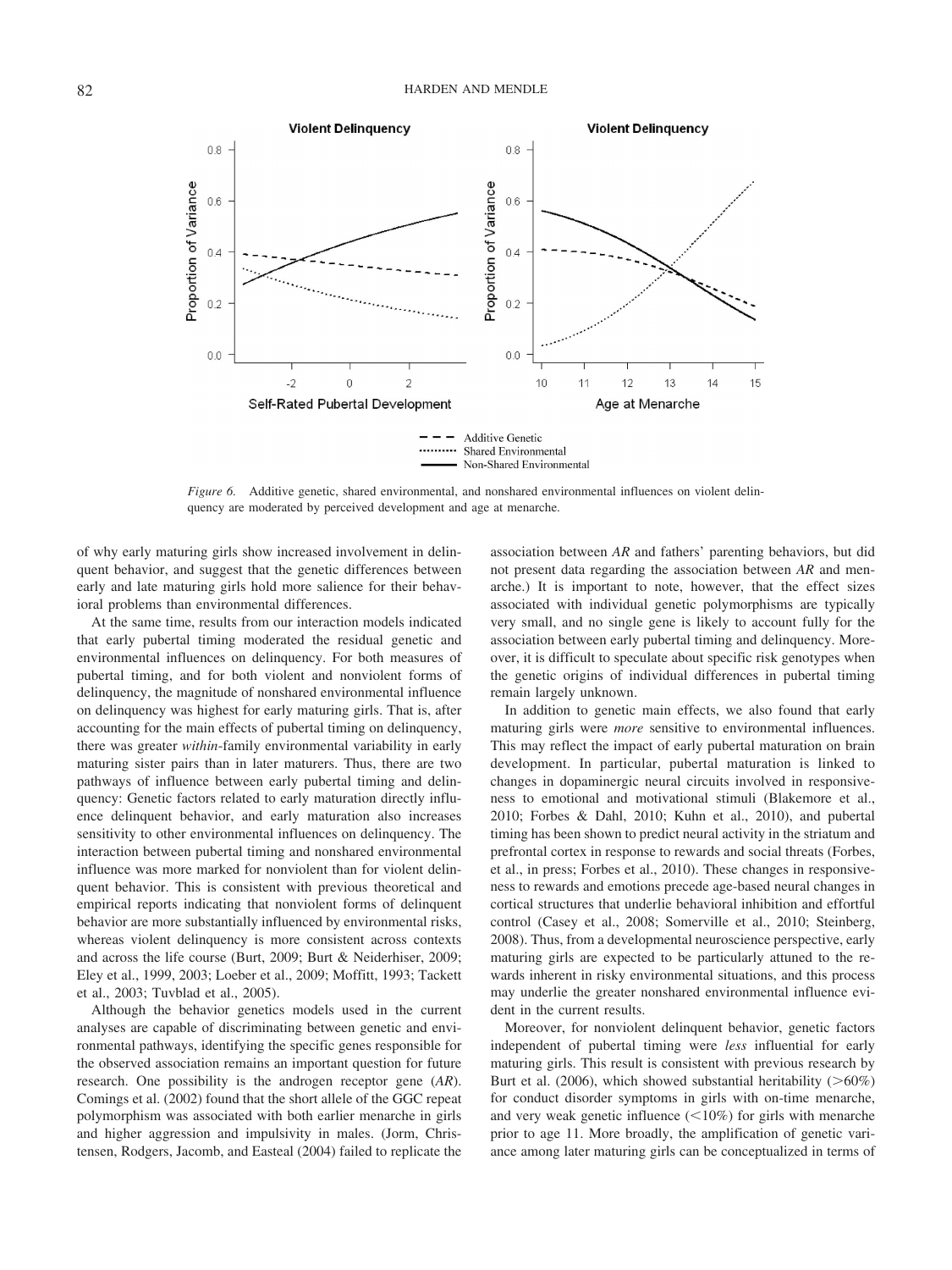Violent Delinquency

0.8
0.6
0.4
0.2
0.0

Proportion of Variance

-2
0
2

Self-Rated Pubertal Development

Violent Delinquency

0.8
0.6
0.4
0.2
0.0

Proportion of Variance

10
11
12
13
14
15

Age at Menarche

Additive Genetic
Shared Environmental
Non-Shared Environmental

*Figure 6.* Additive genetic, shared environmental, and nonshared environmental influences on violent delinquency are moderated by perceived development and age at menarche.

of why early maturing girls show increased involvement in delinquent behavior, and suggest that the genetic differences between early and late maturing girls hold more salience for their behavioral problems than environmental differences.

At the same time, results from our interaction models indicated that early pubertal timing moderated the residual genetic and environmental influences on delinquency. For both measures of pubertal timing, and for both violent and nonviolent forms of delinquency, the magnitude of nonshared environmental influence on delinquency was highest for early maturing girls. That is, after accounting for the main effects of pubertal timing on delinquency, there was greater *within*-family environmental variability in early maturing sister pairs than in later maturers. Thus, there are two pathways of influence between early pubertal timing and delinquency: Genetic factors related to early maturation directly influence delinquent behavior, and early maturation also increases sensitivity to other environmental influences on delinquency. The interaction between pubertal timing and nonshared environmental influence was more marked for nonviolent than for violent delinquent behavior. This is consistent with previous theoretical and empirical reports indicating that nonviolent forms of delinquent behavior are more substantially influenced by environmental risks, whereas violent delinquency is more consistent across contexts and across the life course (Burt, 2009; Burt & Neiderhiser, 2009; Eley et al., 1999, 2003; Loeber et al., 2009; Moffitt, 1993; Tackett et al., 2003; Tuvblad et al., 2005).

Although the behavior genetics models used in the current analyses are capable of discriminating between genetic and environmental pathways, identifying the specific genes responsible for the observed association remains an important question for future research. One possibility is the androgen receptor gene (*AR*). Comings et al. (2002) found that the short allele of the GGC repeat polymorphism was associated with both earlier menarche in girls and higher aggression and impulsivity in males. (Jorm, Christensen, Rodgers, Jacomb, and Easteal (2004) failed to replicate the association between *AR* and fathers' parenting behaviors, but did not present data regarding the association between *AR* and menarche.) It is important to note, however, that the effect sizes associated with individual genetic polymorphisms are typically very small, and no single gene is likely to account fully for the association between early pubertal timing and delinquency. Moreover, it is difficult to speculate about specific risk genotypes when the genetic origins of individual differences in pubertal timing remain largely unknown.

In addition to genetic main effects, we also found that early maturing girls were *more* sensitive to environmental influences. This may reflect the impact of early pubertal maturation on brain development. In particular, pubertal maturation is linked to changes in dopaminergic neural circuits involved in responsiveness to emotional and motivational stimuli (Blakemore et al., 2010; Forbes & Dahl, 2010; Kuhn et al., 2010), and pubertal timing has been shown to predict neural activity in the striatum and prefrontal cortex in response to rewards and social threats (Forbes, et al., in press; Forbes et al., 2010). These changes in responsiveness to rewards and emotions precede age-based neural changes in cortical structures that underlie behavioral inhibition and effortful control (Casey et al., 2008; Somerville et al., 2010; Steinberg, 2008). Thus, from a developmental neuroscience perspective, early maturing girls are expected to be particularly attuned to the rewards inherent in risky environmental situations, and this process may underlie the greater nonshared environmental influence evident in the current results.

Moreover, for nonviolent delinquent behavior, genetic factors independent of pubertal timing were *less* influential for early maturing girls. This result is consistent with previous research by Burt et al. (2006), which showed substantial heritability (>60%) for conduct disorder symptoms in girls with on-time menarche, and very weak genetic influence (<10%) for girls with menarche prior to age 11. More broadly, the amplification of genetic variance among later maturing girls can be conceptualized in terms of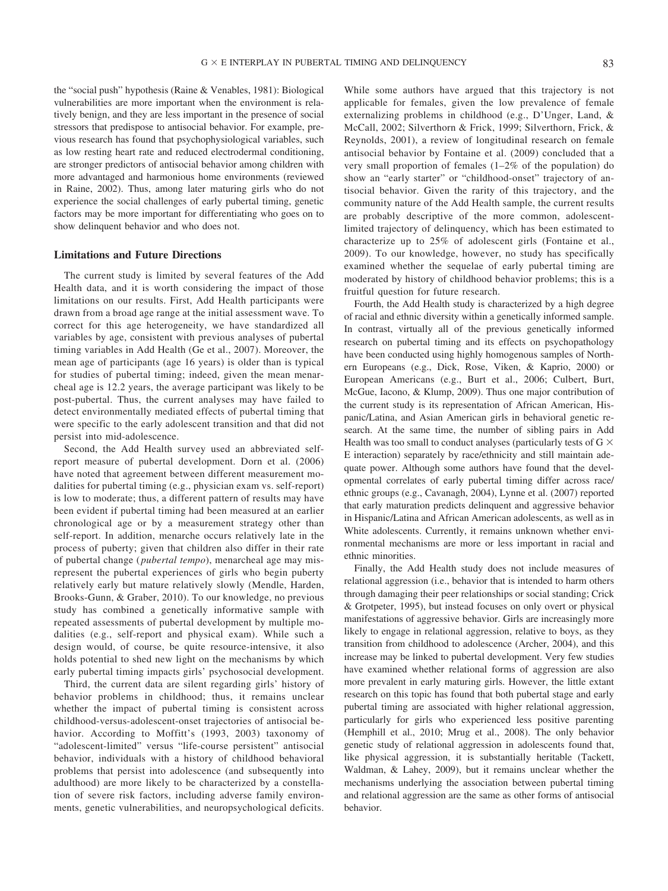the "social push" hypothesis (Raine & Venables, 1981): Biological vulnerabilities are more important when the environment is relatively benign, and they are less important in the presence of social stressors that predispose to antisocial behavior. For example, previous research has found that psychophysiological variables, such as low resting heart rate and reduced electrodermal conditioning, are stronger predictors of antisocial behavior among children with more advantaged and harmonious home environments (reviewed in Raine, 2002). Thus, among later maturing girls who do not experience the social challenges of early pubertal timing, genetic factors may be more important for differentiating who goes on to show delinquent behavior and who does not.

## Limitations and Future Directions

The current study is limited by several features of the Add Health data, and it is worth considering the impact of those limitations on our results. First, Add Health participants were drawn from a broad age range at the initial assessment wave. To correct for this age heterogeneity, we have standardized all variables by age, consistent with previous analyses of pubertal timing variables in Add Health (Ge et al., 2007). Moreover, the mean age of participants (age 16 years) is older than is typical for studies of pubertal timing; indeed, given the mean menarcheal age is 12.2 years, the average participant was likely to be post-pubertal. Thus, the current analyses may have failed to detect environmentally mediated effects of pubertal timing that were specific to the early adolescent transition and that did not persist into mid-adolescence.

Second, the Add Health survey used an abbreviated self-report measure of pubertal development. Dorn et al. (2006) have noted that agreement between different measurement modalities for pubertal timing (e.g., physician exam vs. self-report) is low to moderate; thus, a different pattern of results may have been evident if pubertal timing had been measured at an earlier chronological age or by a measurement strategy other than self-report. In addition, menarche occurs relatively late in the process of puberty; given that children also differ in their rate of pubertal change (*pubertal tempo*), menarcheal age may misrepresent the pubertal experiences of girls who begin puberty relatively early but mature relatively slowly (Mendle, Harden, Brooks-Gunn, & Graber, 2010). To our knowledge, no previous study has combined a genetically informative sample with repeated assessments of pubertal development by multiple modalities (e.g., self-report and physical exam). While such a design would, of course, be quite resource-intensive, it also holds potential to shed new light on the mechanisms by which early pubertal timing impacts girls' psychosocial development.

Third, the current data are silent regarding girls' history of behavior problems in childhood; thus, it remains unclear whether the impact of pubertal timing is consistent across childhood-versus-adolescent-onset trajectories of antisocial behavior. According to Moffitt's (1993, 2003) taxonomy of "adolescent-limited" versus "life-course persistent" antisocial behavior, individuals with a history of childhood behavioral problems that persist into adolescence (and subsequently into adulthood) are more likely to be characterized by a constellation of severe risk factors, including adverse family environments, genetic vulnerabilities, and neuropsychological deficits. While some authors have argued that this trajectory is not applicable for females, given the low prevalence of female externalizing problems in childhood (e.g., D'Unger, Land, & McCall, 2002; Silverthorn & Frick, 1999; Silverthorn, Frick, & Reynolds, 2001), a review of longitudinal research on female antisocial behavior by Fontaine et al. (2009) concluded that a very small proportion of females (1–2% of the population) do show an "early starter" or "childhood-onset" trajectory of antisocial behavior. Given the rarity of this trajectory, and the community nature of the Add Health sample, the current results are probably descriptive of the more common, adolescent-limited trajectory of delinquency, which has been estimated to characterize up to 25% of adolescent girls (Fontaine et al., 2009). To our knowledge, however, no study has specifically examined whether the sequelae of early pubertal timing are moderated by history of childhood behavior problems; this is a fruitful question for future research.

Fourth, the Add Health study is characterized by a high degree of racial and ethnic diversity within a genetically informed sample. In contrast, virtually all of the previous genetically informed research on pubertal timing and its effects on psychopathology have been conducted using highly homogenous samples of Northern Europeans (e.g., Dick, Rose, Viken, & Kaprio, 2000) or European Americans (e.g., Burt et al., 2006; Culbert, Burt, McGue, Iacono, & Klump, 2009). Thus one major contribution of the current study is its representation of African American, Hispanic/Latina, and Asian American girls in behavioral genetic research. At the same time, the number of sibling pairs in Add Health was too small to conduct analyses (particularly tests of G × E interaction) separately by race/ethnicity and still maintain adequate power. Although some authors have found that the developmental correlates of early pubertal timing differ across race/ethnic groups (e.g., Cavanagh, 2004), Lynne et al. (2007) reported that early maturation predicts delinquent and aggressive behavior in Hispanic/Latina and African American adolescents, as well as in White adolescents. Currently, it remains unknown whether environmental mechanisms are more or less important in racial and ethnic minorities.

Finally, the Add Health study does not include measures of relational aggression (i.e., behavior that is intended to harm others through damaging their peer relationships or social standing; Crick & Grotpeter, 1995), but instead focuses on only overt or physical manifestations of aggressive behavior. Girls are increasingly more likely to engage in relational aggression, relative to boys, as they transition from childhood to adolescence (Archer, 2004), and this increase may be linked to pubertal development. Very few studies have examined whether relational forms of aggression are also more prevalent in early maturing girls. However, the little extant research on this topic has found that both pubertal stage and early pubertal timing are associated with higher relational aggression, particularly for girls who experienced less positive parenting (Hemphill et al., 2010; Mrug et al., 2008). The only behavior genetic study of relational aggression in adolescents found that, like physical aggression, it is substantially heritable (Tackett, Waldman, & Lahey, 2009), but it remains unclear whether the mechanisms underlying the association between pubertal timing and relational aggression are the same as other forms of antisocial behavior.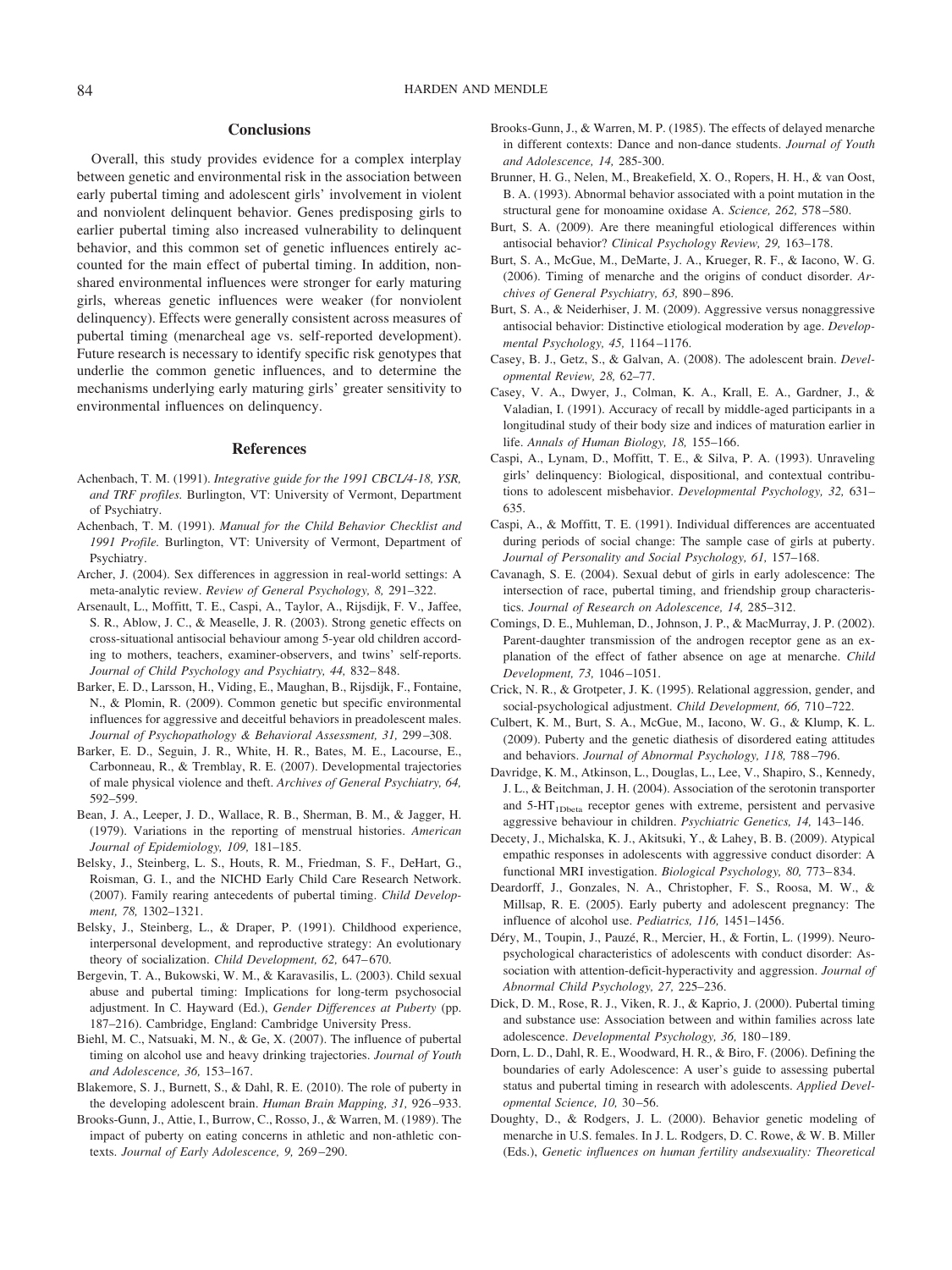## Conclusions

Overall, this study provides evidence for a complex interplay between genetic and environmental risk in the association between early pubertal timing and adolescent girls' involvement in violent and nonviolent delinquent behavior. Genes predisposing girls to earlier pubertal timing also increased vulnerability to delinquent behavior, and this common set of genetic influences entirely accounted for the main effect of pubertal timing. In addition, nonshared environmental influences were stronger for early maturing girls, whereas genetic influences were weaker (for nonviolent delinquency). Effects were generally consistent across measures of pubertal timing (menarcheal age vs. self-reported development). Future research is necessary to identify specific risk genotypes that underlie the common genetic influences, and to determine the mechanisms underlying early maturing girls' greater sensitivity to environmental influences on delinquency.

## References

Achenbach, T. M. (1991). *Integrative guide for the 1991 CBCL/4-18, YSR, and TRF profiles.* Burlington, VT: University of Vermont, Department of Psychiatry.

Achenbach, T. M. (1991). *Manual for the Child Behavior Checklist and 1991 Profile.* Burlington, VT: University of Vermont, Department of Psychiatry.

Archer, J. (2004). Sex differences in aggression in real-world settings: A meta-analytic review. *Review of General Psychology, 8,* 291–322.

Arsenault, L., Moffitt, T. E., Caspi, A., Taylor, A., Rijsdijk, F. V., Jaffee, S. R., Ablow, J. C., & Measelle, J. R. (2003). Strong genetic effects on cross-situational antisocial behaviour among 5-year old children according to mothers, teachers, examiner-observers, and twins' self-reports. *Journal of Child Psychology and Psychiatry, 44,* 832–848.

Barker, E. D., Larsson, H., Viding, E., Maughan, B., Rijsdijk, F., Fontaine, N., & Plomin, R. (2009). Common genetic but specific environmental influences for aggressive and deceitful behaviors in preadolescent males. *Journal of Psychopathology & Behavioral Assessment, 31,* 299–308.

Barker, E. D., Seguin, J. R., White, H. R., Bates, M. E., Lacourse, E., Carbonneau, R., & Tremblay, R. E. (2007). Developmental trajectories of male physical violence and theft. *Archives of General Psychiatry, 64,* 592–599.

Bean, J. A., Leeper, J. D., Wallace, R. B., Sherman, B. M., & Jagger, H. (1979). Variations in the reporting of menstrual histories. *American Journal of Epidemiology, 109,* 181–185.

Belsky, J., Steinberg, L. S., Houts, R. M., Friedman, S. F., DeHart, G., Roisman, G. I., and the NICHD Early Child Care Research Network. (2007). Family rearing antecedents of pubertal timing. *Child Development, 78,* 1302–1321.

Belsky, J., Steinberg, L., & Draper, P. (1991). Childhood experience, interpersonal development, and reproductive strategy: An evolutionary theory of socialization. *Child Development, 62,* 647–670.

Bergevin, T. A., Bukowski, W. M., & Karavasilis, L. (2003). Child sexual abuse and pubertal timing: Implications for long-term psychosocial adjustment. In C. Hayward (Ed.), *Gender Differences at Puberty* (pp. 187–216). Cambridge, England: Cambridge University Press.

Biehl, M. C., Natsuaki, M. N., & Ge, X. (2007). The influence of pubertal timing on alcohol use and heavy drinking trajectories. *Journal of Youth and Adolescence, 36,* 153–167.

Blakemore, S. J., Burnett, S., & Dahl, R. E. (2010). The role of puberty in the developing adolescent brain. *Human Brain Mapping, 31,* 926–933.

Brooks-Gunn, J., Attie, I., Burrow, C., Rosso, J., & Warren, M. (1989). The impact of puberty on eating concerns in athletic and non-athletic contexts. *Journal of Early Adolescence, 9,* 269–290.

Brooks-Gunn, J., & Warren, M. P. (1985). The effects of delayed menarche in different contexts: Dance and non-dance students. *Journal of Youth and Adolescence, 14,* 285-300.

Brunner, H. G., Nelen, M., Breakefield, X. O., Ropers, H. H., & van Oost, B. A. (1993). Abnormal behavior associated with a point mutation in the structural gene for monoamine oxidase A. *Science, 262,* 578–580.

Burt, S. A. (2009). Are there meaningful etiological differences within antisocial behavior? *Clinical Psychology Review, 29,* 163–178.

Burt, S. A., McGue, M., DeMarte, J. A., Krueger, R. F., & Iacono, W. G. (2006). Timing of menarche and the origins of conduct disorder. *Archives of General Psychiatry, 63,* 890–896.

Burt, S. A., & Neiderhiser, J. M. (2009). Aggressive versus nonaggressive antisocial behavior: Distinctive etiological moderation by age. *Developmental Psychology, 45,* 1164–1176.

Casey, B. J., Getz, S., & Galvan, A. (2008). The adolescent brain. *Developmental Review, 28,* 62–77.

Casey, V. A., Dwyer, J., Colman, K. A., Krall, E. A., Gardner, J., & Valadian, I. (1991). Accuracy of recall by middle-aged participants in a longitudinal study of their body size and indices of maturation earlier in life. *Annals of Human Biology, 18,* 155–166.

Caspi, A., Lynam, D., Moffitt, T. E., & Silva, P. A. (1993). Unraveling girls' delinquency: Biological, dispositional, and contextual contributions to adolescent misbehavior. *Developmental Psychology, 32,* 631–635.

Caspi, A., & Moffitt, T. E. (1991). Individual differences are accentuated during periods of social change: The sample case of girls at puberty. *Journal of Personality and Social Psychology, 61,* 157–168.

Cavanagh, S. E. (2004). Sexual debut of girls in early adolescence: The intersection of race, pubertal timing, and friendship group characteristics. *Journal of Research on Adolescence, 14,* 285–312.

Comings, D. E., Muhleman, D., Johnson, J. P., & MacMurray, J. P. (2002). Parent-daughter transmission of the androgen receptor gene as an explanation of the effect of father absence on age at menarche. *Child Development, 73,* 1046–1051.

Crick, N. R., & Grotpeter, J. K. (1995). Relational aggression, gender, and social-psychological adjustment. *Child Development, 66,* 710–722.

Culbert, K. M., Burt, S. A., McGue, M., Iacono, W. G., & Klump, K. L. (2009). Puberty and the genetic diathesis of disordered eating attitudes and behaviors. *Journal of Abnormal Psychology, 118,* 788–796.

Davridge, K. M., Atkinson, L., Douglas, L., Lee, V., Shapiro, S., Kennedy, J. L., & Beitchman, J. H. (2004). Association of the serotonin transporter and 5-HT$_{1Dbeta}$ receptor genes with extreme, persistent and pervasive aggressive behaviour in children. *Psychiatric Genetics, 14,* 143–146.

Decety, J., Michalska, K. J., Akitsuki, Y., & Lahey, B. B. (2009). Atypical empathic responses in adolescents with aggressive conduct disorder: A functional MRI investigation. *Biological Psychology, 80,* 773–834.

Deardorff, J., Gonzales, N. A., Christopher, F. S., Roosa, M. W., & Millsap, R. E. (2005). Early puberty and adolescent pregnancy: The influence of alcohol use. *Pediatrics, 116,* 1451–1456.

Déry, M., Toupin, J., Pauzé, R., Mercier, H., & Fortin, L. (1999). Neuropsychological characteristics of adolescents with conduct disorder: Association with attention-deficit-hyperactivity and aggression. *Journal of Abnormal Child Psychology, 27,* 225–236.

Dick, D. M., Rose, R. J., Viken, R. J., & Kaprio, J. (2000). Pubertal timing and substance use: Association between and within families across late adolescence. *Developmental Psychology, 36,* 180–189.

Dorn, L. D., Dahl, R. E., Woodward, H. R., & Biro, F. (2006). Defining the boundaries of early Adolescence: A user's guide to assessing pubertal status and pubertal timing in research with adolescents. *Applied Developmental Science, 10,* 30–56.

Doughty, D., & Rodgers, J. L. (2000). Behavior genetic modeling of menarche in U.S. females. In J. L. Rodgers, D. C. Rowe, & W. B. Miller (Eds.), *Genetic influences on human fertility andsexuality: Theoretical*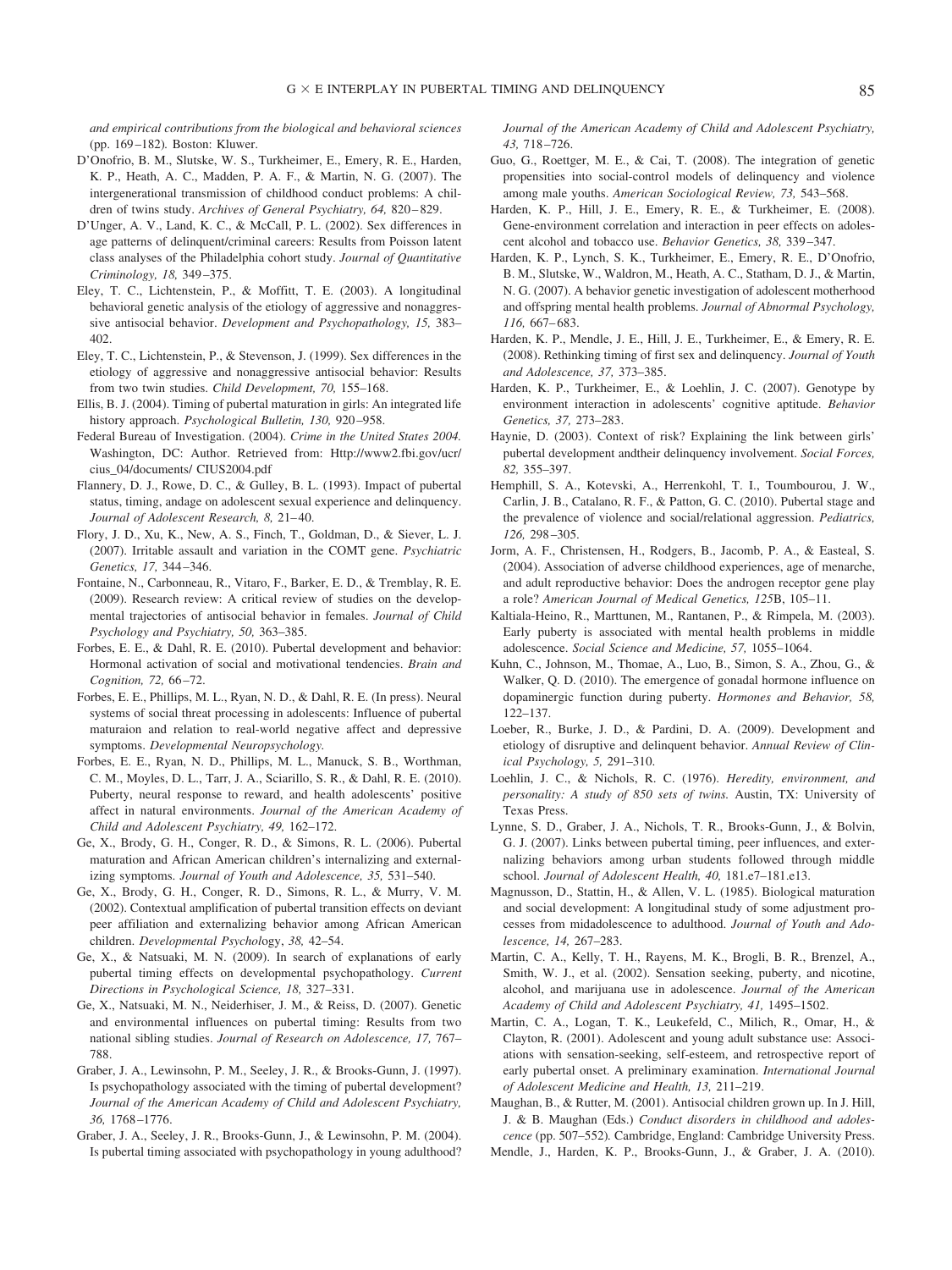*and empirical contributions from the biological and behavioral sciences* (pp. 169–182)*.* Boston: Kluwer.

D'Onofrio, B. M., Slutske, W. S., Turkheimer, E., Emery, R. E., Harden, K. P., Heath, A. C., Madden, P. A. F., & Martin, N. G. (2007). The intergenerational transmission of childhood conduct problems: A children of twins study. *Archives of General Psychiatry, 64,* 820–829.

D'Unger, A. V., Land, K. C., & McCall, P. L. (2002). Sex differences in age patterns of delinquent/criminal careers: Results from Poisson latent class analyses of the Philadelphia cohort study. *Journal of Quantitative Criminology, 18,* 349–375.

Eley, T. C., Lichtenstein, P., & Moffitt, T. E. (2003). A longitudinal behavioral genetic analysis of the etiology of aggressive and nonaggressive antisocial behavior. *Development and Psychopathology, 15,* 383–402.

Eley, T. C., Lichtenstein, P., & Stevenson, J. (1999). Sex differences in the etiology of aggressive and nonaggressive antisocial behavior: Results from two twin studies. *Child Development, 70,* 155–168.

Ellis, B. J. (2004). Timing of pubertal maturation in girls: An integrated life history approach. *Psychological Bulletin, 130,* 920–958.

Federal Bureau of Investigation. (2004). *Crime in the United States 2004.* Washington, DC: Author. Retrieved from: Http://www2.fbi.gov/ucr/cius_04/documents/ CIUS2004.pdf

Flannery, D. J., Rowe, D. C., & Gulley, B. L. (1993). Impact of pubertal status, timing, andage on adolescent sexual experience and delinquency. *Journal of Adolescent Research, 8,* 21–40.

Flory, J. D., Xu, K., New, A. S., Finch, T., Goldman, D., & Siever, L. J. (2007). Irritable assault and variation in the COMT gene. *Psychiatric Genetics, 17,* 344–346.

Fontaine, N., Carbonneau, R., Vitaro, F., Barker, E. D., & Tremblay, R. E. (2009). Research review: A critical review of studies on the developmental trajectories of antisocial behavior in females. *Journal of Child Psychology and Psychiatry, 50,* 363–385.

Forbes, E. E., & Dahl, R. E. (2010). Pubertal development and behavior: Hormonal activation of social and motivational tendencies. *Brain and Cognition, 72,* 66–72.

Forbes, E. E., Phillips, M. L., Ryan, N. D., & Dahl, R. E. (In press). Neural systems of social threat processing in adolescents: Influence of pubertal maturaion and relation to real-world negative affect and depressive symptoms. *Developmental Neuropsychology.*

Forbes, E. E., Ryan, N. D., Phillips, M. L., Manuck, S. B., Worthman, C. M., Moyles, D. L., Tarr, J. A., Sciarillo, S. R., & Dahl, R. E. (2010). Puberty, neural response to reward, and health adolescents' positive affect in natural environments. *Journal of the American Academy of Child and Adolescent Psychiatry, 49,* 162–172.

Ge, X., Brody, G. H., Conger, R. D., & Simons, R. L. (2006). Pubertal maturation and African American children's internalizing and externalizing symptoms. *Journal of Youth and Adolescence, 35,* 531–540.

Ge, X., Brody, G. H., Conger, R. D., Simons, R. L., & Murry, V. M. (2002). Contextual amplification of pubertal transition effects on deviant peer affiliation and externalizing behavior among African American children. *Developmental Psychology*, *38,* 42–54.

Ge, X., & Natsuaki, M. N. (2009). In search of explanations of early pubertal timing effects on developmental psychopathology. *Current Directions in Psychological Science, 18,* 327–331.

Ge, X., Natsuaki, M. N., Neiderhiser, J. M., & Reiss, D. (2007). Genetic and environmental influences on pubertal timing: Results from two national sibling studies. *Journal of Research on Adolescence, 17,* 767–788.

Graber, J. A., Lewinsohn, P. M., Seeley, J. R., & Brooks-Gunn, J. (1997). Is psychopathology associated with the timing of pubertal development? *Journal of the American Academy of Child and Adolescent Psychiatry, 36,* 1768–1776.

Graber, J. A., Seeley, J. R., Brooks-Gunn, J., & Lewinsohn, P. M. (2004). Is pubertal timing associated with psychopathology in young adulthood? *Journal of the American Academy of Child and Adolescent Psychiatry, 43,* 718–726.

Guo, G., Roettger, M. E., & Cai, T. (2008). The integration of genetic propensities into social-control models of delinquency and violence among male youths. *American Sociological Review, 73,* 543–568.

Harden, K. P., Hill, J. E., Emery, R. E., & Turkheimer, E. (2008). Gene-environment correlation and interaction in peer effects on adolescent alcohol and tobacco use. *Behavior Genetics, 38,* 339–347.

Harden, K. P., Lynch, S. K., Turkheimer, E., Emery, R. E., D'Onofrio, B. M., Slutske, W., Waldron, M., Heath, A. C., Statham, D. J., & Martin, N. G. (2007). A behavior genetic investigation of adolescent motherhood and offspring mental health problems. *Journal of Abnormal Psychology, 116,* 667–683.

Harden, K. P., Mendle, J. E., Hill, J. E., Turkheimer, E., & Emery, R. E. (2008). Rethinking timing of first sex and delinquency. *Journal of Youth and Adolescence, 37,* 373–385.

Harden, K. P., Turkheimer, E., & Loehlin, J. C. (2007). Genotype by environment interaction in adolescents' cognitive aptitude. *Behavior Genetics, 37,* 273–283.

Haynie, D. (2003). Context of risk? Explaining the link between girls' pubertal development andtheir delinquency involvement. *Social Forces, 82,* 355–397.

Hemphill, S. A., Kotevski, A., Herrenkohl, T. I., Toumbourou, J. W., Carlin, J. B., Catalano, R. F., & Patton, G. C. (2010). Pubertal stage and the prevalence of violence and social/relational aggression. *Pediatrics, 126,* 298–305.

Jorm, A. F., Christensen, H., Rodgers, B., Jacomb, P. A., & Easteal, S. (2004). Association of adverse childhood experiences, age of menarche, and adult reproductive behavior: Does the androgen receptor gene play a role? *American Journal of Medical Genetics, 125*B, 105–11.

Kaltiala-Heino, R., Marttunen, M., Rantanen, P., & Rimpela, M. (2003). Early puberty is associated with mental health problems in middle adolescence. *Social Science and Medicine, 57,* 1055–1064.

Kuhn, C., Johnson, M., Thomae, A., Luo, B., Simon, S. A., Zhou, G., & Walker, Q. D. (2010). The emergence of gonadal hormone influence on dopaminergic function during puberty. *Hormones and Behavior, 58,* 122–137.

Loeber, R., Burke, J. D., & Pardini, D. A. (2009). Development and etiology of disruptive and delinquent behavior. *Annual Review of Clinical Psychology, 5,* 291–310.

Loehlin, J. C., & Nichols, R. C. (1976). *Heredity, environment, and personality: A study of 850 sets of twins.* Austin, TX: University of Texas Press.

Lynne, S. D., Graber, J. A., Nichols, T. R., Brooks-Gunn, J., & Bolvin, G. J. (2007). Links between pubertal timing, peer influences, and externalizing behaviors among urban students followed through middle school. *Journal of Adolescent Health, 40,* 181.e7–181.e13.

Magnusson, D., Stattin, H., & Allen, V. L. (1985). Biological maturation and social development: A longitudinal study of some adjustment processes from midadolescence to adulthood. *Journal of Youth and Adolescence, 14,* 267–283.

Martin, C. A., Kelly, T. H., Rayens, M. K., Brogli, B. R., Brenzel, A., Smith, W. J., et al. (2002). Sensation seeking, puberty, and nicotine, alcohol, and marijuana use in adolescence. *Journal of the American Academy of Child and Adolescent Psychiatry, 41,* 1495–1502.

Martin, C. A., Logan, T. K., Leukefeld, C., Milich, R., Omar, H., & Clayton, R. (2001). Adolescent and young adult substance use: Associations with sensation-seeking, self-esteem, and retrospective report of early pubertal onset. A preliminary examination. *International Journal of Adolescent Medicine and Health, 13,* 211–219.

Maughan, B., & Rutter, M. (2001). Antisocial children grown up. In J. Hill, J. & B. Maughan (Eds.) *Conduct disorders in childhood and adolescence* (pp. 507–552)*.* Cambridge, England: Cambridge University Press.

Mendle, J., Harden, K. P., Brooks-Gunn, J., & Graber, J. A. (2010).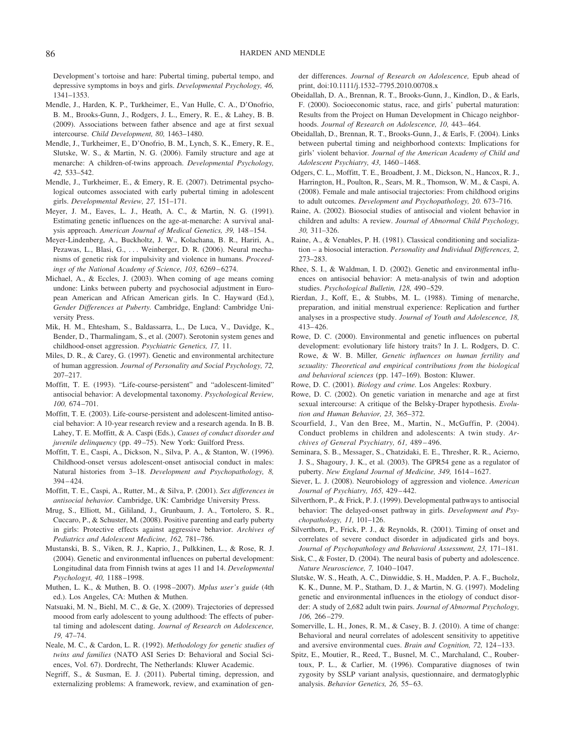Development's tortoise and hare: Pubertal timing, pubertal tempo, and depressive symptoms in boys and girls. *Developmental Psychology, 46,* 1341–1353.

Mendle, J., Harden, K. P., Turkheimer, E., Van Hulle, C. A., D'Onofrio, B. M., Brooks-Gunn, J., Rodgers, J. L., Emery, R. E., & Lahey, B. B. (2009). Associations between father absence and age at first sexual intercourse. *Child Development, 80,* 1463–1480.

Mendle, J., Turkheimer, E., D'Onofrio, B. M., Lynch, S. K., Emery, R. E., Slutske, W. S., & Martin, N. G. (2006). Family structure and age at menarche: A children-of-twins approach. *Developmental Psychology, 42,* 533–542.

Mendle, J., Turkheimer, E., & Emery, R. E. (2007). Detrimental psychological outcomes associated with early pubertal timing in adolescent girls. *Developmental Review, 27,* 151–171.

Meyer, J. M., Eaves, L. J., Heath, A. C., & Martin, N. G. (1991). Estimating genetic influences on the age-at-menarche: A survival analysis approach. *American Journal of Medical Genetics, 39,* 148–154.

Meyer-Lindenberg, A., Buckholtz, J. W., Kolachana, B. R., Hariri, A., Pezawas, L., Blasi, G., . . . Weinberger, D. R. (2006). Neural mechanisms of genetic risk for impulsivity and violence in humans. *Proceedings of the National Academy of Science, 103,* 6269–6274.

Michael, A., & Eccles, J. (2003). When coming of age means coming undone: Links between puberty and psychosocial adjustment in European American and African American girls. In C. Hayward (Ed.), *Gender Differences at Puberty.* Cambridge, England: Cambridge University Press.

Mik, H. M., Ehtesham, S., Baldassarra, L., De Luca, V., Davidge, K., Bender, D., Tharmalingam, S., et al. (2007). Serotonin system genes and childhood-onset aggression. *Psychiatric Genetics, 17,* 11.

Miles, D. R., & Carey, G. (1997). Genetic and environmental architecture of human aggression. *Journal of Personality and Social Psychology, 72,* 207–217.

Moffitt, T. E. (1993). "Life-course-persistent" and "adolescent-limited" antisocial behavior: A developmental taxonomy. *Psychological Review, 100,* 674–701.

Moffitt, T. E. (2003). Life-course-persistent and adolescent-limited antisocial behavior: A 10-year research review and a research agenda. In B. B. Lahey, T. E. Moffitt, & A. Caspi (Eds.), *Causes of conduct disorder and juvenile delinquency* (pp. 49–75). New York: Guilford Press.

Moffitt, T. E., Caspi, A., Dickson, N., Silva, P. A., & Stanton, W. (1996). Childhood-onset versus adolescent-onset antisocial conduct in males: Natural histories from 3–18. *Development and Psychopathology, 8,* 394–424.

Moffitt, T. E., Caspi, A., Rutter, M., & Silva, P. (2001). *Sex differences in antisocial behavior.* Cambridge, UK: Cambridge University Press.

Mrug, S., Elliott, M., Gililand, J., Grunbaum, J. A., Tortolero, S. R., Cuccaro, P., & Schuster, M. (2008). Positive parenting and early puberty in girls: Protective effects against aggressive behavior. *Archives of Pediatrics and Adolescent Medicine, 162,* 781–786.

Mustanski, B. S., Viken, R. J., Kaprio, J., Pulkkinen, L., & Rose, R. J. (2004). Genetic and environmental influences on pubertal development: Longitudinal data from Finnish twins at ages 11 and 14. *Developmental Psychologyt, 40,* 1188–1998.

Muthen, L. K., & Muthen, B. O. (1998–2007). *Mplus user's guide* (4th ed.). Los Angeles, CA: Muthen & Muthen.

Natsuaki, M. N., Biehl, M. C., & Ge, X. (2009). Trajectories of depressed moood from early adolescent to young adulthood: The effects of pubertal timing and adolescent dating. *Journal of Research on Adolescence, 19,* 47–74.

Neale, M. C., & Cardon, L. R. (1992). *Methodology for genetic studies of twins and families* (NATO ASI Series D: Behavioral and Social Sciences, Vol. 67). Dordrecht, The Netherlands: Kluwer Academic.

Negriff, S., & Susman, E. J. (2011). Pubertal timing, depression, and externalizing problems: A framework, review, and examination of gender differences. *Journal of Research on Adolescence,* Epub ahead of print, doi:10.1111/j.1532–7795.2010.00708.x

Obeidallah, D. A., Brennan, R. T., Brooks-Gunn, J., Kindlon, D., & Earls, F. (2000). Socioeconomic status, race, and girls' pubertal maturation: Results from the Project on Human Development in Chicago neighborhoods. *Journal of Research on Adolescence, 10,* 443–464.

Obeidallah, D., Brennan, R. T., Brooks-Gunn, J., & Earls, F. (2004). Links between pubertal timing and neighborhood contexts: Implications for girls' violent behavior. *Journal of the American Academy of Child and Adolescent Psychiatry, 43,* 1460–1468.

Odgers, C. L., Moffitt, T. E., Broadbent, J. M., Dickson, N., Hancox, R. J., Harrington, H., Poulton, R., Sears, M. R., Thomson, W. M., & Caspi, A. (2008). Female and male antisocial trajectories: From childhood origins to adult outcomes. *Development and Psychopathology, 20.* 673–716.

Raine, A. (2002). Biosocial studies of antisocial and violent behavior in children and adults: A review. *Journal of Abnormal Child Psychology, 30,* 311–326.

Raine, A., & Venables, P. H. (1981). Classical conditioning and socialization – a biosocial interaction. *Personality and Individual Differences, 2,* 273–283.

Rhee, S. I., & Waldman, I. D. (2002). Genetic and environmental influences on antisocial behavior: A meta-analysis of twin and adoption studies. *Psychological Bulletin, 128,* 490–529.

Rierdan, J., Koff, E., & Stubbs, M. L. (1988). Timing of menarche, preparation, and initial menstrual experience: Replication and further analyses in a prospective study. *Journal of Youth and Adolescence, 18,* 413–426.

Rowe, D. C. (2000). Environmental and genetic influences on pubertal development: evolutionary life history traits? In J. L. Rodgers, D. C. Rowe, & W. B. Miller*, Genetic influences on human fertility and sexuality: Theoretical and empirical contributions from the biological and behavioral sciences* (pp. 147–169). Boston: Kluwer.

Rowe, D. C. (2001). *Biology and crime.* Los Angeles: Roxbury.

Rowe, D. C. (2002). On genetic variation in menarche and age at first sexual intercourse: A critique of the Belsky-Draper hypothesis. *Evolution and Human Behavior, 23,* 365–372.

Scourfield, J., Van den Bree, M., Martin, N., McGuffin, P. (2004). Conduct problems in children and adolescents: A twin study. *Archives of General Psychiatry, 61,* 489–496.

Seminara, S. B., Messager, S., Chatzidaki, E. E., Thresher, R. R., Acierno, J. S., Shagoury, J. K., et al. (2003). The GPR54 gene as a regulator of puberty. *New England Journal of Medicine, 349,* 1614–1627.

Siever, L. J. (2008). Neurobiology of aggression and violence. *American Journal of Psychiatry, 165,* 429–442.

Silverthorn, P., & Frick, P. J. (1999). Developmental pathways to antisocial behavior: The delayed-onset pathway in girls. *Development and Psychopathology, 11,* 101–126.

Silverthorn, P., Frick, P. J., & Reynolds, R. (2001). Timing of onset and correlates of severe conduct disorder in adjudicated girls and boys. *Journal of Psychopathology and Behavioral Assessment, 23,* 171–181.

Sisk, C., & Foster, D. (2004). The neural basis of puberty and adolescence. *Nature Neuroscience, 7,* 1040–1047.

Slutske, W. S., Heath, A. C., Dinwiddie, S. H., Madden, P. A. F., Bucholz, K. K., Dunne, M. P., Statham, D. J., & Martin, N. G. (1997). Modeling genetic and environmental influences in the etiology of conduct disorder: A study of 2,682 adult twin pairs. *Journal of Abnormal Psychology, 106,* 266–279.

Somerville, L. H., Jones, R. M., & Casey, B. J. (2010). A time of change: Behavioral and neural correlates of adolescent sensitivity to appetitive and aversive environmental cues. *Brain and Cognition, 72,* 124–133.

Spitz, E., Moutier, R., Reed, T., Busnel, M. C., Marchaland, C., Roubertoux, P. L., & Carlier, M. (1996). Comparative diagnoses of twin zygosity by SSLP variant analysis, questionnaire, and dermatoglyphic analysis. *Behavior Genetics, 26,* 55–63.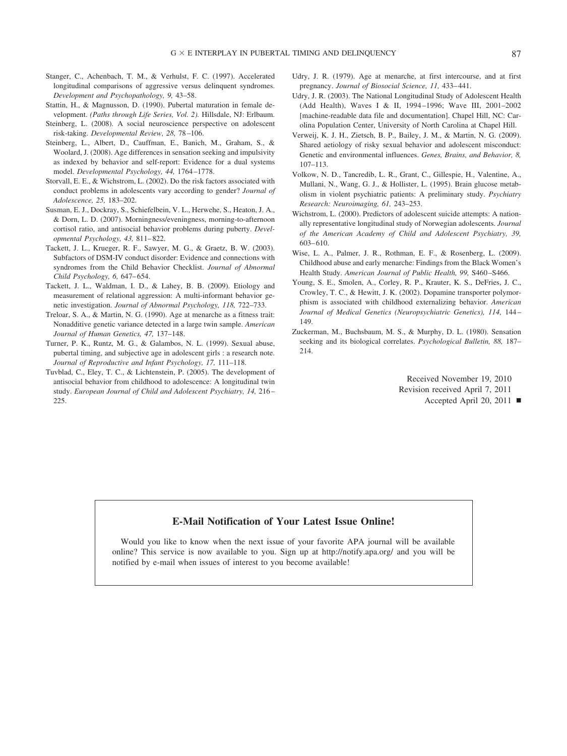Stanger, C., Achenbach, T. M., & Verhulst, F. C. (1997). Accelerated longitudinal comparisons of aggressive versus delinquent syndromes. *Development and Psychopathology, 9,* 43–58.

Stattin, H., & Magnusson, D. (1990). Pubertal maturation in female development. *(Paths through Life Series, Vol. 2).* Hillsdale, NJ: Erlbaum.

Steinberg, L. (2008). A social neuroscience perspective on adolescent risk-taking. *Developmental Review, 28,* 78–106.

Steinberg, L., Albert, D., Cauffman, E., Banich, M., Graham, S., & Woolard, J. (2008). Age differences in sensation seeking and impulsivity as indexed by behavior and self-report: Evidence for a dual systems model. *Developmental Psychology, 44,* 1764–1778.

Storvall, E. E., & Wichstrom, L. (2002). Do the risk factors associated with conduct problems in adolescents vary according to gender? *Journal of Adolescence, 25,* 183–202.

Susman, E. J., Dockray, S., Schiefelbein, V. L., Herwehe, S., Heaton, J. A., & Dorn, L. D. (2007). Morningness/eveningness, morning-to-afternoon cortisol ratio, and antisocial behavior problems during puberty. *Developmental Psychology, 43,* 811–822.

Tackett, J. L., Krueger, R. F., Sawyer, M. G., & Graetz, B. W. (2003). Subfactors of DSM-IV conduct disorder: Evidence and connections with syndromes from the Child Behavior Checklist. *Journal of Abnormal Child Psychology, 6,* 647–654.

Tackett, J. L., Waldman, I. D., & Lahey, B. B. (2009). Etiology and measurement of relational aggression: A multi-informant behavior genetic investigation. *Journal of Abnormal Psychology, 118,* 722–733.

Treloar, S. A., & Martin, N. G. (1990). Age at menarche as a fitness trait: Nonadditive genetic variance detected in a large twin sample. *American Journal of Human Genetics, 47,* 137–148.

Turner, P. K., Runtz, M. G., & Galambos, N. L. (1999). Sexual abuse, pubertal timing, and subjective age in adolescent girls : a research note. *Journal of Reproductive and Infant Psychology, 17,* 111–118.

Tuvblad, C., Eley, T. C., & Lichtenstein, P. (2005). The development of antisocial behavior from childhood to adolescence: A longitudinal twin study. *European Journal of Child and Adolescent Psychiatry, 14,* 216–225.

Udry, J. R. (1979). Age at menarche, at first intercourse, and at first pregnancy. *Journal of Biosocial Science, 11,* 433–441.

Udry, J. R. (2003). The National Longitudinal Study of Adolescent Health (Add Health), Waves I & II, 1994–1996; Wave III, 2001–2002 [machine-readable data file and documentation]. Chapel Hill, NC: Carolina Population Center, University of North Carolina at Chapel Hill.

Verweij, K. J. H., Zietsch, B. P., Bailey, J. M., & Martin, N. G. (2009). Shared aetiology of risky sexual behavior and adolescent misconduct: Genetic and environmental influences. *Genes, Brains, and Behavior, 8,* 107–113.

Volkow, N. D., Tancredib, L. R., Grant, C., Gillespie, H., Valentine, A., Mullani, N., Wang, G. J., & Hollister, L. (1995). Brain glucose metabolism in violent psychiatric patients: A preliminary study. *Psychiatry Research: Neuroimaging, 61,* 243–253.

Wichstrom, L. (2000). Predictors of adolescent suicide attempts: A nationally representative longitudinal study of Norwegian adolescents. *Journal of the American Academy of Child and Adolescent Psychiatry, 39,* 603–610.

Wise, L. A., Palmer, J. R., Rothman, E. F., & Rosenberg, L. (2009). Childhood abuse and early menarche: Findings from the Black Women's Health Study. *American Journal of Public Health, 99,* S460–S466.

Young, S. E., Smolen, A., Corley, R. P., Krauter, K. S., DeFries, J. C., Crowley, T. C., & Hewitt, J. K. (2002). Dopamine transporter polymorphism is associated with childhood externalizing behavior. *American Journal of Medical Genetics (Neuropsychiatric Genetics), 114,* 144–149.

Zuckerman, M., Buchsbaum, M. S., & Murphy, D. L. (1980). Sensation seeking and its biological correlates. *Psychological Bulletin, 88,* 187–214.

Received November 19, 2010
Revision received April 7, 2011
Accepted April 20, 2011 ■

**E-Mail Notification of Your Latest Issue Online!**

Would you like to know when the next issue of your favorite APA journal will be available online? This service is now available to you. Sign up at http://notify.apa.org/ and you will be notified by e-mail when issues of interest to you become available!